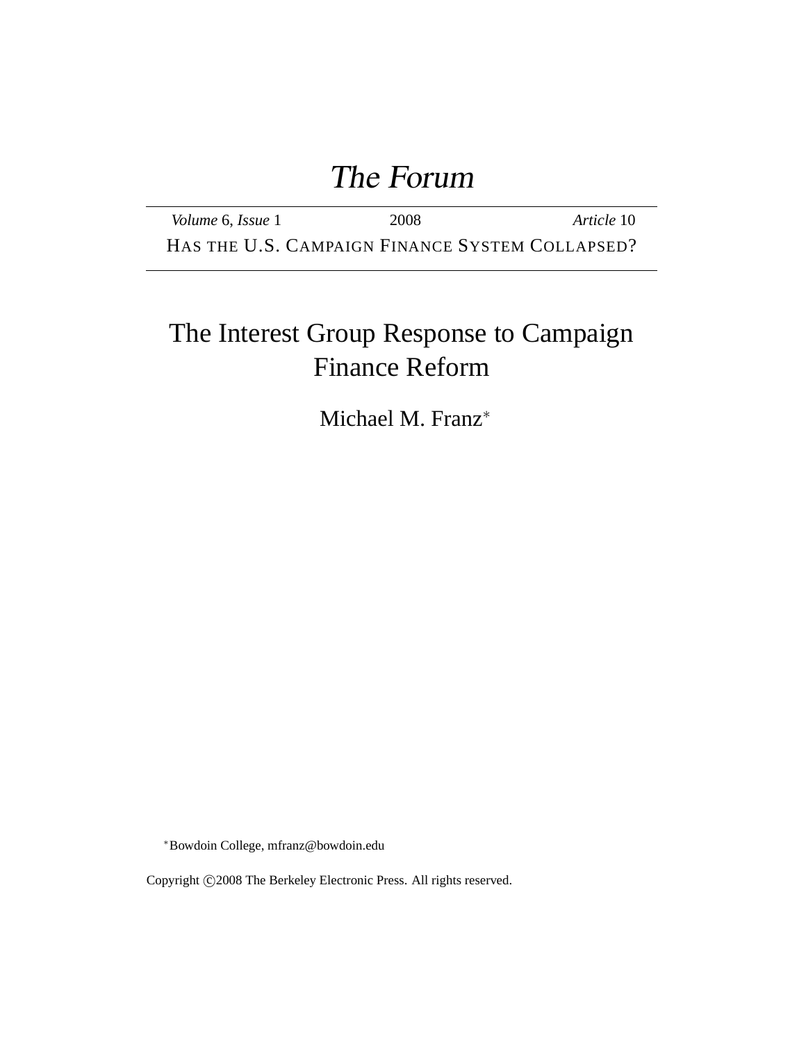# The Forum

*Volume* 6, *Issue* 1 2008 *Article* 10

HAS THE U.S. CAMPAIGN FINANCE SYSTEM COLLAPSED?

## The Interest Group Response to Campaign Finance Reform

Michael M. Franz*

*Bowdoin College, mfranz@bowdoin.edu

Copyright ©2008 The Berkeley Electronic Press. All rights reserved.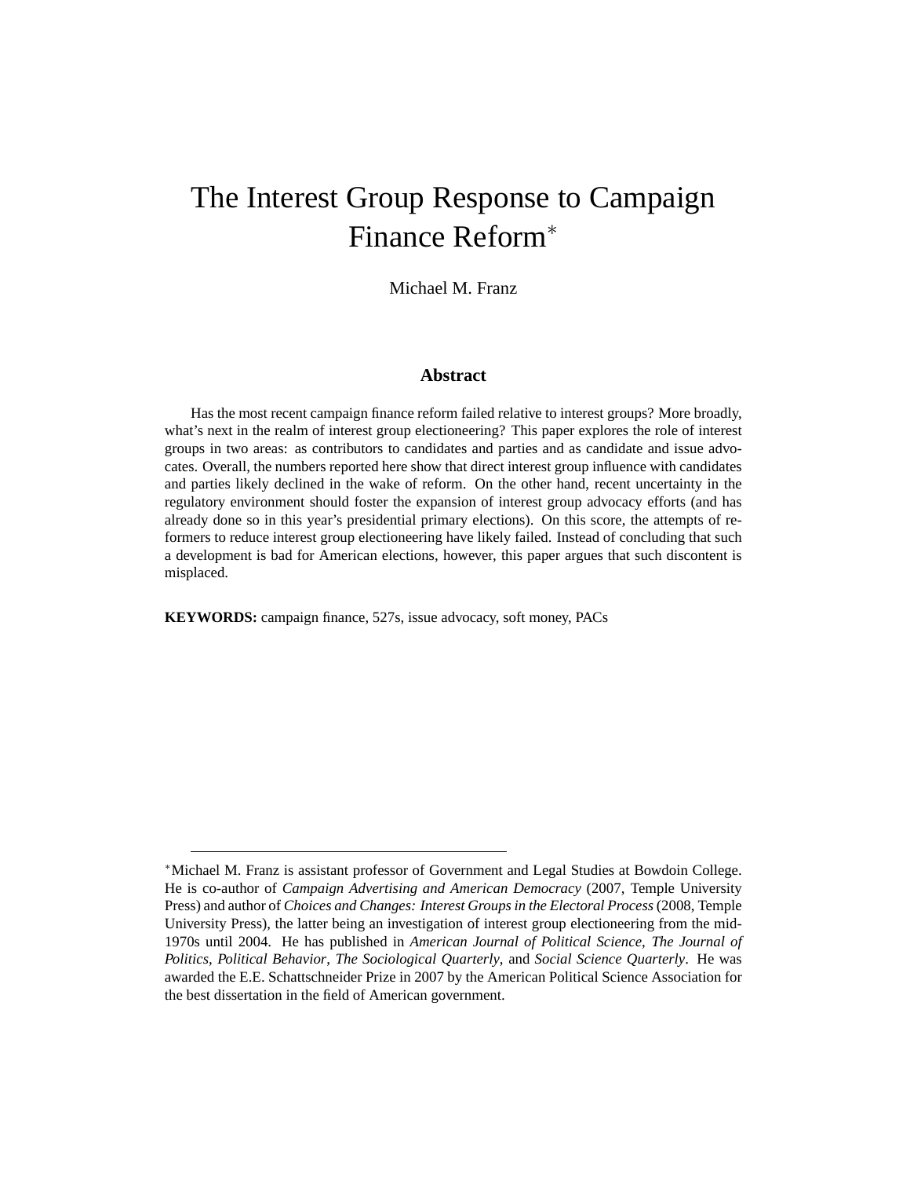# The Interest Group Response to Campaign Finance Reform[*]

Michael M. Franz

## Abstract

Has the most recent campaign finance reform failed relative to interest groups? More broadly, what's next in the realm of interest group electioneering? This paper explores the role of interest groups in two areas: as contributors to candidates and parties and as candidate and issue advocates. Overall, the numbers reported here show that direct interest group influence with candidates and parties likely declined in the wake of reform. On the other hand, recent uncertainty in the regulatory environment should foster the expansion of interest group advocacy efforts (and has already done so in this year's presidential primary elections). On this score, the attempts of reformers to reduce interest group electioneering have likely failed. Instead of concluding that such a development is bad for American elections, however, this paper argues that such discontent is misplaced.

**KEYWORDS:** campaign finance, 527s, issue advocacy, soft money, PACs

---

[*]Michael M. Franz is assistant professor of Government and Legal Studies at Bowdoin College. He is co-author of *Campaign Advertising and American Democracy* (2007, Temple University Press) and author of *Choices and Changes: Interest Groups in the Electoral Process* (2008, Temple University Press), the latter being an investigation of interest group electioneering from the mid-1970s until 2004. He has published in *American Journal of Political Science*, *The Journal of Politics*, *Political Behavior*, *The Sociological Quarterly*, and *Social Science Quarterly*. He was awarded the E.E. Schattschneider Prize in 2007 by the American Political Science Association for the best dissertation in the field of American government.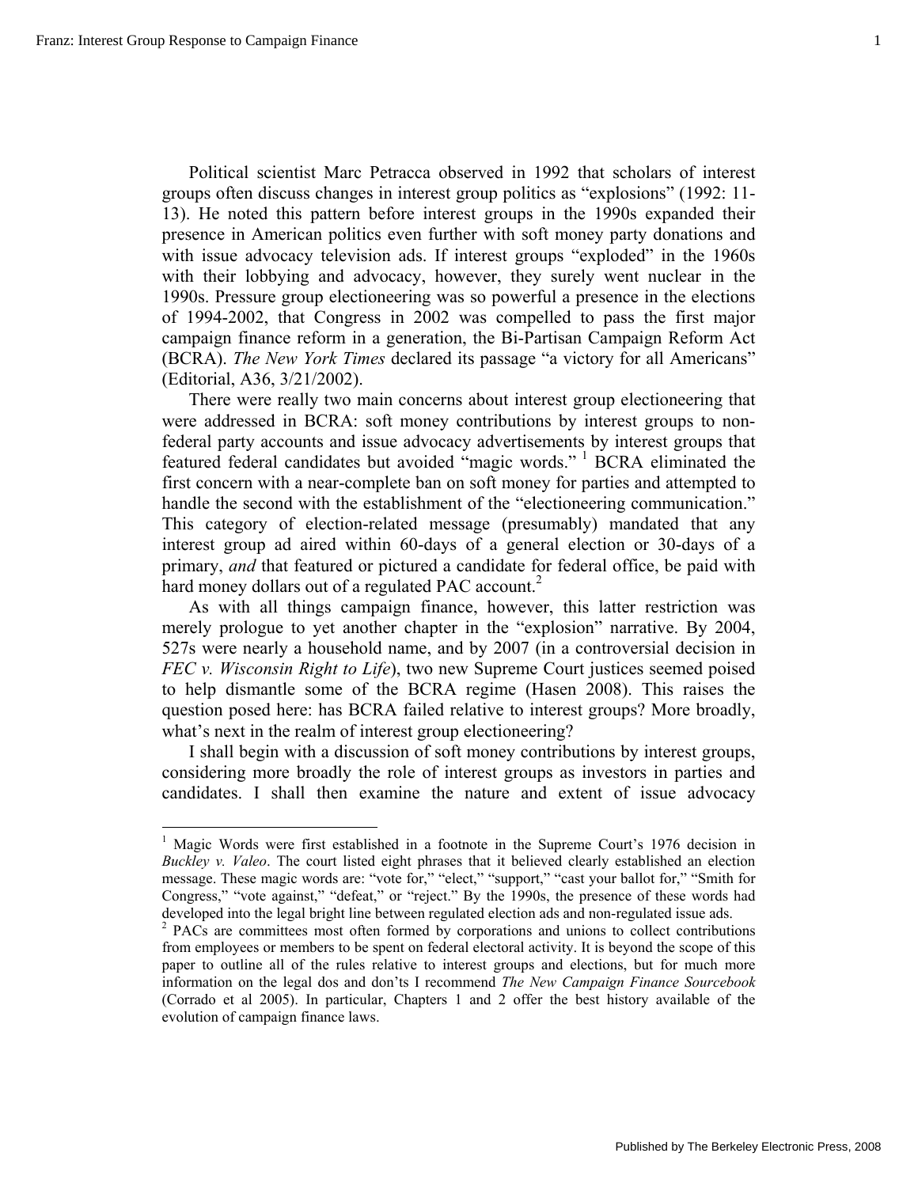Political scientist Marc Petracca observed in 1992 that scholars of interest groups often discuss changes in interest group politics as "explosions" (1992: 11-13). He noted this pattern before interest groups in the 1990s expanded their presence in American politics even further with soft money party donations and with issue advocacy television ads. If interest groups "exploded" in the 1960s with their lobbying and advocacy, however, they surely went nuclear in the 1990s. Pressure group electioneering was so powerful a presence in the elections of 1994-2002, that Congress in 2002 was compelled to pass the first major campaign finance reform in a generation, the Bi-Partisan Campaign Reform Act (BCRA). *The New York Times* declared its passage "a victory for all Americans" (Editorial, A36, 3/21/2002).

There were really two main concerns about interest group electioneering that were addressed in BCRA: soft money contributions by interest groups to non-federal party accounts and issue advocacy advertisements by interest groups that featured federal candidates but avoided "magic words." [1] BCRA eliminated the first concern with a near-complete ban on soft money for parties and attempted to handle the second with the establishment of the "electioneering communication." This category of election-related message (presumably) mandated that any interest group ad aired within 60-days of a general election or 30-days of a primary, *and* that featured or pictured a candidate for federal office, be paid with hard money dollars out of a regulated PAC account.[2]

As with all things campaign finance, however, this latter restriction was merely prologue to yet another chapter in the "explosion" narrative. By 2004, 527s were nearly a household name, and by 2007 (in a controversial decision in *FEC v. Wisconsin Right to Life*), two new Supreme Court justices seemed poised to help dismantle some of the BCRA regime (Hasen 2008). This raises the question posed here: has BCRA failed relative to interest groups? More broadly, what's next in the realm of interest group electioneering?

I shall begin with a discussion of soft money contributions by interest groups, considering more broadly the role of interest groups as investors in parties and candidates. I shall then examine the nature and extent of issue advocacy

---

[1] Magic Words were first established in a footnote in the Supreme Court's 1976 decision in *Buckley v. Valeo*. The court listed eight phrases that it believed clearly established an election message. These magic words are: "vote for," "elect," "support," "cast your ballot for," "Smith for Congress," "vote against," "defeat," or "reject." By the 1990s, the presence of these words had developed into the legal bright line between regulated election ads and non-regulated issue ads.

[2] PACs are committees most often formed by corporations and unions to collect contributions from employees or members to be spent on federal electoral activity. It is beyond the scope of this paper to outline all of the rules relative to interest groups and elections, but for much more information on the legal dos and don'ts I recommend *The New Campaign Finance Sourcebook* (Corrado et al 2005). In particular, Chapters 1 and 2 offer the best history available of the evolution of campaign finance laws.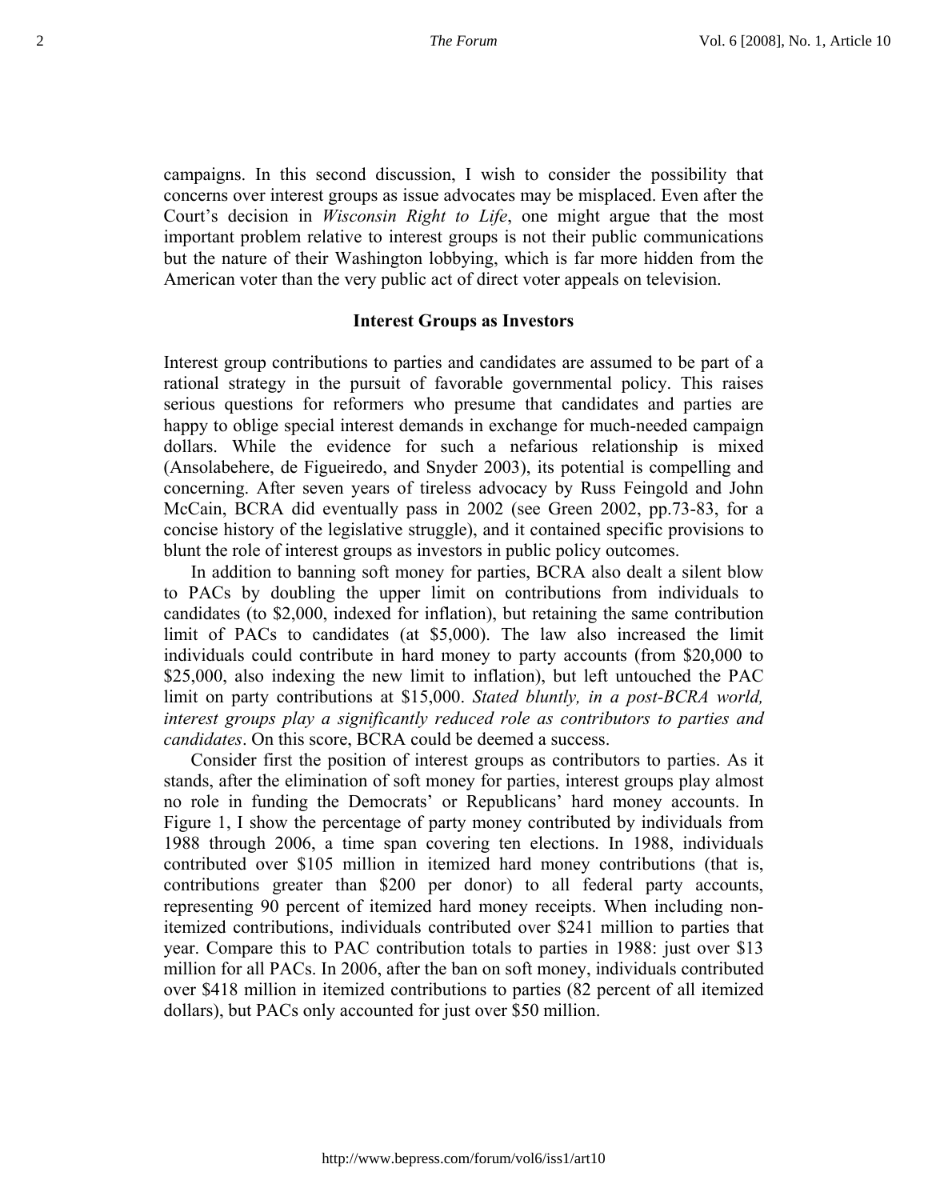campaigns. In this second discussion, I wish to consider the possibility that concerns over interest groups as issue advocates may be misplaced. Even after the Court's decision in *Wisconsin Right to Life*, one might argue that the most important problem relative to interest groups is not their public communications but the nature of their Washington lobbying, which is far more hidden from the American voter than the very public act of direct voter appeals on television.

### Interest Groups as Investors

Interest group contributions to parties and candidates are assumed to be part of a rational strategy in the pursuit of favorable governmental policy. This raises serious questions for reformers who presume that candidates and parties are happy to oblige special interest demands in exchange for much-needed campaign dollars. While the evidence for such a nefarious relationship is mixed (Ansolabehere, de Figueiredo, and Snyder 2003), its potential is compelling and concerning. After seven years of tireless advocacy by Russ Feingold and John McCain, BCRA did eventually pass in 2002 (see Green 2002, pp.73-83, for a concise history of the legislative struggle), and it contained specific provisions to blunt the role of interest groups as investors in public policy outcomes.

In addition to banning soft money for parties, BCRA also dealt a silent blow to PACs by doubling the upper limit on contributions from individuals to candidates (to $2,000, indexed for inflation), but retaining the same contribution limit of PACs to candidates (at $5,000). The law also increased the limit individuals could contribute in hard money to party accounts (from $20,000 to $25,000, also indexing the new limit to inflation), but left untouched the PAC limit on party contributions at $15,000. *Stated bluntly, in a post-BCRA world, interest groups play a significantly reduced role as contributors to parties and candidates*. On this score, BCRA could be deemed a success.

Consider first the position of interest groups as contributors to parties. As it stands, after the elimination of soft money for parties, interest groups play almost no role in funding the Democrats' or Republicans' hard money accounts. In Figure 1, I show the percentage of party money contributed by individuals from 1988 through 2006, a time span covering ten elections. In 1988, individuals contributed over $105 million in itemized hard money contributions (that is, contributions greater than $200 per donor) to all federal party accounts, representing 90 percent of itemized hard money receipts. When including non-itemized contributions, individuals contributed over $241 million to parties that year. Compare this to PAC contribution totals to parties in 1988: just over $13 million for all PACs. In 2006, after the ban on soft money, individuals contributed over $418 million in itemized contributions to parties (82 percent of all itemized dollars), but PACs only accounted for just over $50 million.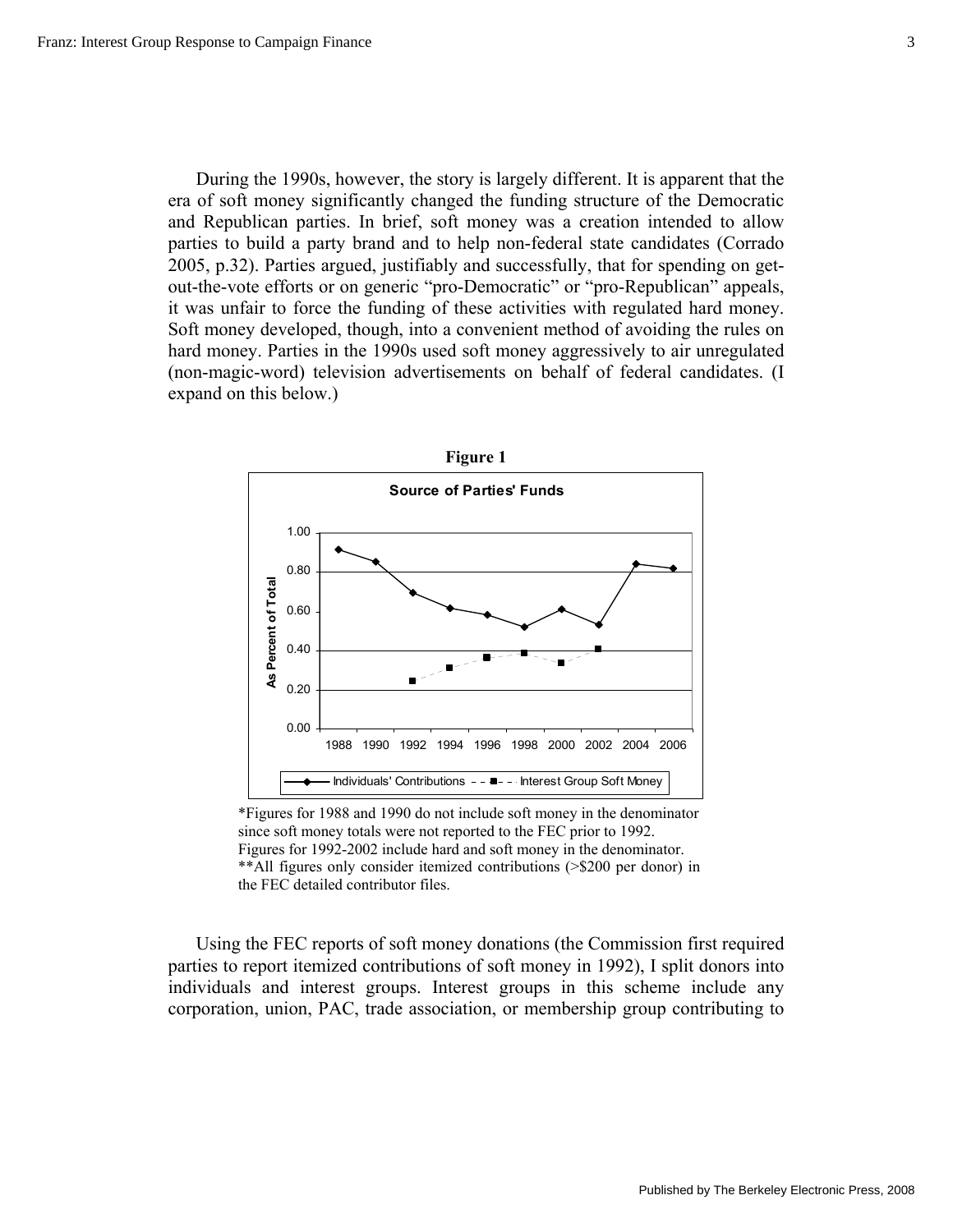During the 1990s, however, the story is largely different. It is apparent that the era of soft money significantly changed the funding structure of the Democratic and Republican parties. In brief, soft money was a creation intended to allow parties to build a party brand and to help non-federal state candidates (Corrado 2005, p.32). Parties argued, justifiably and successfully, that for spending on get-out-the-vote efforts or on generic "pro-Democratic" or "pro-Republican" appeals, it was unfair to force the funding of these activities with regulated hard money. Soft money developed, though, into a convenient method of avoiding the rules on hard money. Parties in the 1990s used soft money aggressively to air unregulated (non-magic-word) television advertisements on behalf of federal candidates. (I expand on this below.)

**Figure 1**

**Source of Parties' Funds**

*Figures for 1988 and 1990 do not include soft money in the denominator since soft money totals were not reported to the FEC prior to 1992. Figures for 1992-2002 include hard and soft money in the denominator.
**All figures only consider itemized contributions (>$200 per donor) in the FEC detailed contributor files.

Using the FEC reports of soft money donations (the Commission first required parties to report itemized contributions of soft money in 1992), I split donors into individuals and interest groups. Interest groups in this scheme include any corporation, union, PAC, trade association, or membership group contributing to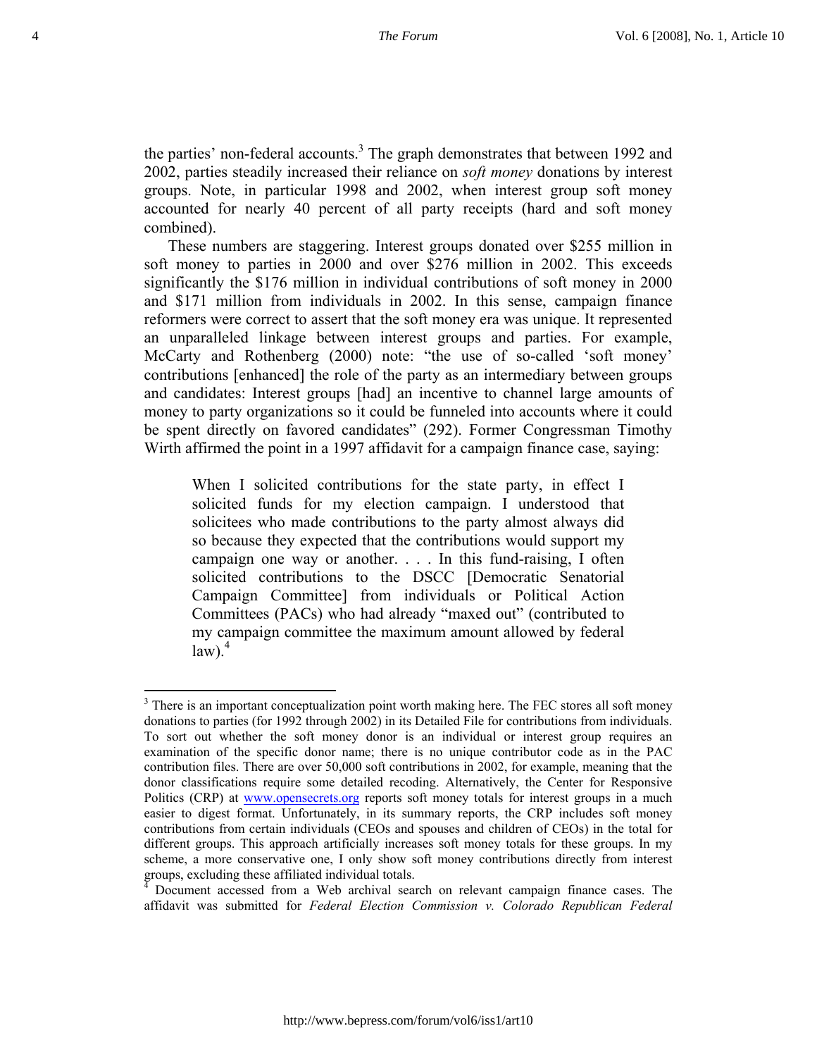the parties' non-federal accounts.[3] The graph demonstrates that between 1992 and 2002, parties steadily increased their reliance on *soft money* donations by interest groups. Note, in particular 1998 and 2002, when interest group soft money accounted for nearly 40 percent of all party receipts (hard and soft money combined).

These numbers are staggering. Interest groups donated over $255 million in soft money to parties in 2000 and over $276 million in 2002. This exceeds significantly the $176 million in individual contributions of soft money in 2000 and $171 million from individuals in 2002. In this sense, campaign finance reformers were correct to assert that the soft money era was unique. It represented an unparalleled linkage between interest groups and parties. For example, McCarty and Rothenberg (2000) note: "the use of so-called 'soft money' contributions [enhanced] the role of the party as an intermediary between groups and candidates: Interest groups [had] an incentive to channel large amounts of money to party organizations so it could be funneled into accounts where it could be spent directly on favored candidates" (292). Former Congressman Timothy Wirth affirmed the point in a 1997 affidavit for a campaign finance case, saying:

> When I solicited contributions for the state party, in effect I solicited funds for my election campaign. I understood that solicitees who made contributions to the party almost always did so because they expected that the contributions would support my campaign one way or another. . . . In this fund-raising, I often solicited contributions to the DSCC [Democratic Senatorial Campaign Committee] from individuals or Political Action Committees (PACs) who had already "maxed out" (contributed to my campaign committee the maximum amount allowed by federal law).[4]

[3] There is an important conceptualization point worth making here. The FEC stores all soft money donations to parties (for 1992 through 2002) in its Detailed File for contributions from individuals. To sort out whether the soft money donor is an individual or interest group requires an examination of the specific donor name; there is no unique contributor code as in the PAC contribution files. There are over 50,000 soft contributions in 2002, for example, meaning that the donor classifications require some detailed recoding. Alternatively, the Center for Responsive Politics (CRP) at www.opensecrets.org reports soft money totals for interest groups in a much easier to digest format. Unfortunately, in its summary reports, the CRP includes soft money contributions from certain individuals (CEOs and spouses and children of CEOs) in the total for different groups. This approach artificially increases soft money totals for these groups. In my scheme, a more conservative one, I only show soft money contributions directly from interest groups, excluding these affiliated individual totals.

[4] Document accessed from a Web archival search on relevant campaign finance cases. The affidavit was submitted for *Federal Election Commission v. Colorado Republican Federal*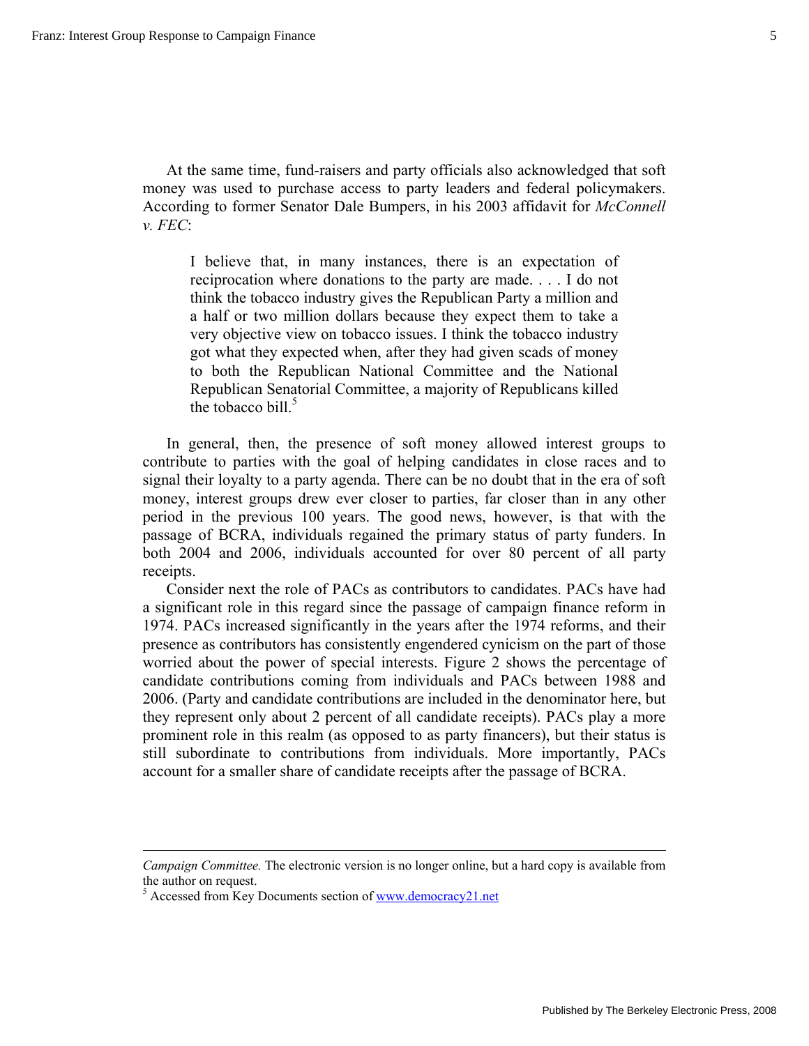At the same time, fund-raisers and party officials also acknowledged that soft money was used to purchase access to party leaders and federal policymakers. According to former Senator Dale Bumpers, in his 2003 affidavit for *McConnell v. FEC*:

> I believe that, in many instances, there is an expectation of reciprocation where donations to the party are made. . . . I do not think the tobacco industry gives the Republican Party a million and a half or two million dollars because they expect them to take a very objective view on tobacco issues. I think the tobacco industry got what they expected when, after they had given scads of money to both the Republican National Committee and the National Republican Senatorial Committee, a majority of Republicans killed the tobacco bill.[5]

In general, then, the presence of soft money allowed interest groups to contribute to parties with the goal of helping candidates in close races and to signal their loyalty to a party agenda. There can be no doubt that in the era of soft money, interest groups drew ever closer to parties, far closer than in any other period in the previous 100 years. The good news, however, is that with the passage of BCRA, individuals regained the primary status of party funders. In both 2004 and 2006, individuals accounted for over 80 percent of all party receipts.

Consider next the role of PACs as contributors to candidates. PACs have had a significant role in this regard since the passage of campaign finance reform in 1974. PACs increased significantly in the years after the 1974 reforms, and their presence as contributors has consistently engendered cynicism on the part of those worried about the power of special interests. Figure 2 shows the percentage of candidate contributions coming from individuals and PACs between 1988 and 2006. (Party and candidate contributions are included in the denominator here, but they represent only about 2 percent of all candidate receipts). PACs play a more prominent role in this realm (as opposed to as party financers), but their status is still subordinate to contributions from individuals. More importantly, PACs account for a smaller share of candidate receipts after the passage of BCRA.

---

*Campaign Committee.* The electronic version is no longer online, but a hard copy is available from the author on request.

[5] Accessed from Key Documents section of www.democracy21.net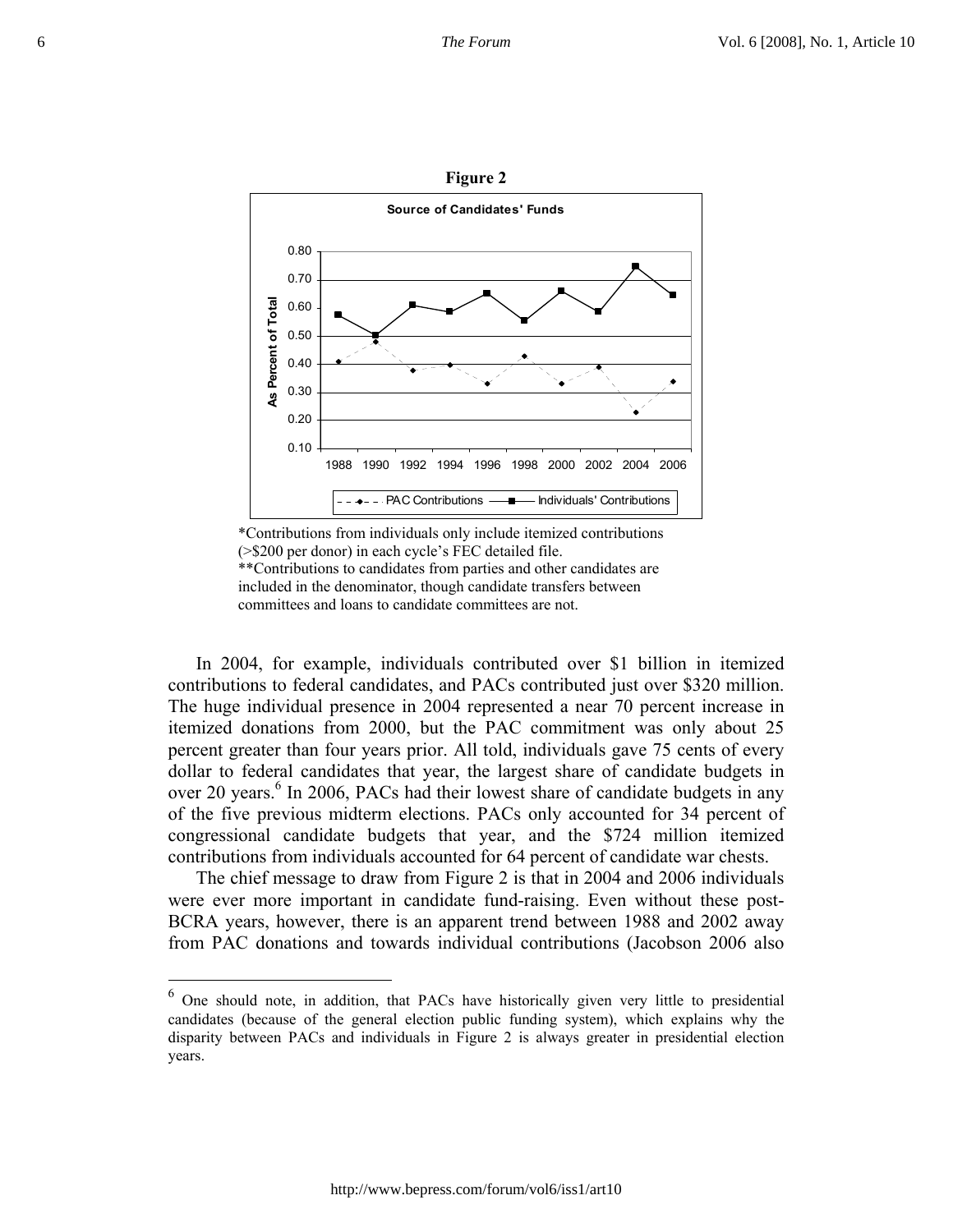**Figure 2**

*Contributions from individuals only include itemized contributions (>$200 per donor) in each cycle's FEC detailed file.
**Contributions to candidates from parties and other candidates are included in the denominator, though candidate transfers between committees and loans to candidate committees are not.

In 2004, for example, individuals contributed over $1 billion in itemized contributions to federal candidates, and PACs contributed just over $320 million. The huge individual presence in 2004 represented a near 70 percent increase in itemized donations from 2000, but the PAC commitment was only about 25 percent greater than four years prior. All told, individuals gave 75 cents of every dollar to federal candidates that year, the largest share of candidate budgets in over 20 years.[6] In 2006, PACs had their lowest share of candidate budgets in any of the five previous midterm elections. PACs only accounted for 34 percent of congressional candidate budgets that year, and the $724 million itemized contributions from individuals accounted for 64 percent of candidate war chests.

The chief message to draw from Figure 2 is that in 2004 and 2006 individuals were ever more important in candidate fund-raising. Even without these post-BCRA years, however, there is an apparent trend between 1988 and 2002 away from PAC donations and towards individual contributions (Jacobson 2006 also

[6] One should note, in addition, that PACs have historically given very little to presidential candidates (because of the general election public funding system), which explains why the disparity between PACs and individuals in Figure 2 is always greater in presidential election years.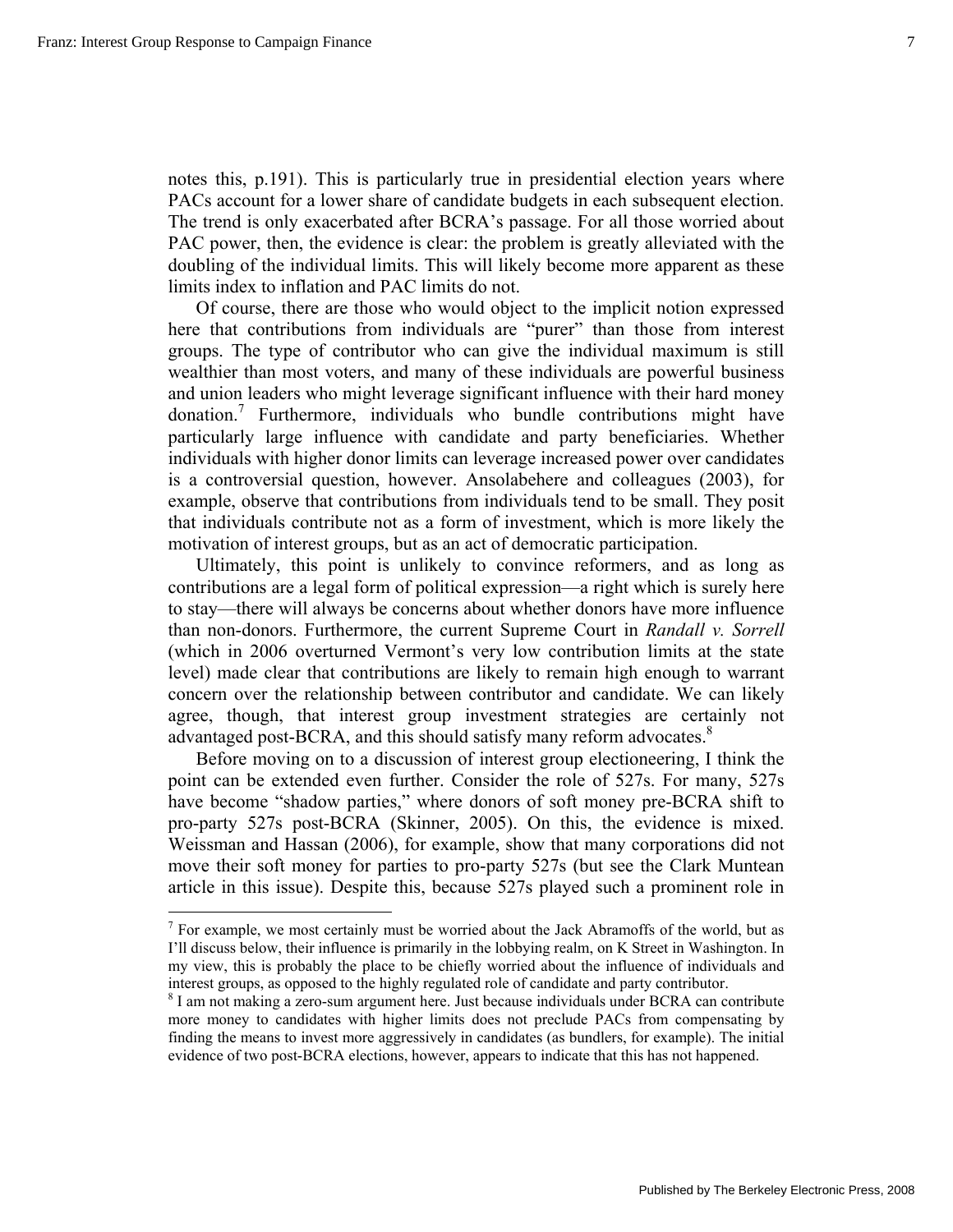notes this, p.191). This is particularly true in presidential election years where PACs account for a lower share of candidate budgets in each subsequent election. The trend is only exacerbated after BCRA's passage. For all those worried about PAC power, then, the evidence is clear: the problem is greatly alleviated with the doubling of the individual limits. This will likely become more apparent as these limits index to inflation and PAC limits do not.

Of course, there are those who would object to the implicit notion expressed here that contributions from individuals are "purer" than those from interest groups. The type of contributor who can give the individual maximum is still wealthier than most voters, and many of these individuals are powerful business and union leaders who might leverage significant influence with their hard money donation.[7] Furthermore, individuals who bundle contributions might have particularly large influence with candidate and party beneficiaries. Whether individuals with higher donor limits can leverage increased power over candidates is a controversial question, however. Ansolabehere and colleagues (2003), for example, observe that contributions from individuals tend to be small. They posit that individuals contribute not as a form of investment, which is more likely the motivation of interest groups, but as an act of democratic participation.

Ultimately, this point is unlikely to convince reformers, and as long as contributions are a legal form of political expression—a right which is surely here to stay—there will always be concerns about whether donors have more influence than non-donors. Furthermore, the current Supreme Court in *Randall v. Sorrell* (which in 2006 overturned Vermont's very low contribution limits at the state level) made clear that contributions are likely to remain high enough to warrant concern over the relationship between contributor and candidate. We can likely agree, though, that interest group investment strategies are certainly not advantaged post-BCRA, and this should satisfy many reform advocates.[8]

Before moving on to a discussion of interest group electioneering, I think the point can be extended even further. Consider the role of 527s. For many, 527s have become "shadow parties," where donors of soft money pre-BCRA shift to pro-party 527s post-BCRA (Skinner, 2005). On this, the evidence is mixed. Weissman and Hassan (2006), for example, show that many corporations did not move their soft money for parties to pro-party 527s (but see the Clark Muntean article in this issue). Despite this, because 527s played such a prominent role in

---

[7] For example, we most certainly must be worried about the Jack Abramoffs of the world, but as I'll discuss below, their influence is primarily in the lobbying realm, on K Street in Washington. In my view, this is probably the place to be chiefly worried about the influence of individuals and interest groups, as opposed to the highly regulated role of candidate and party contributor.

[8] I am not making a zero-sum argument here. Just because individuals under BCRA can contribute more money to candidates with higher limits does not preclude PACs from compensating by finding the means to invest more aggressively in candidates (as bundlers, for example). The initial evidence of two post-BCRA elections, however, appears to indicate that this has not happened.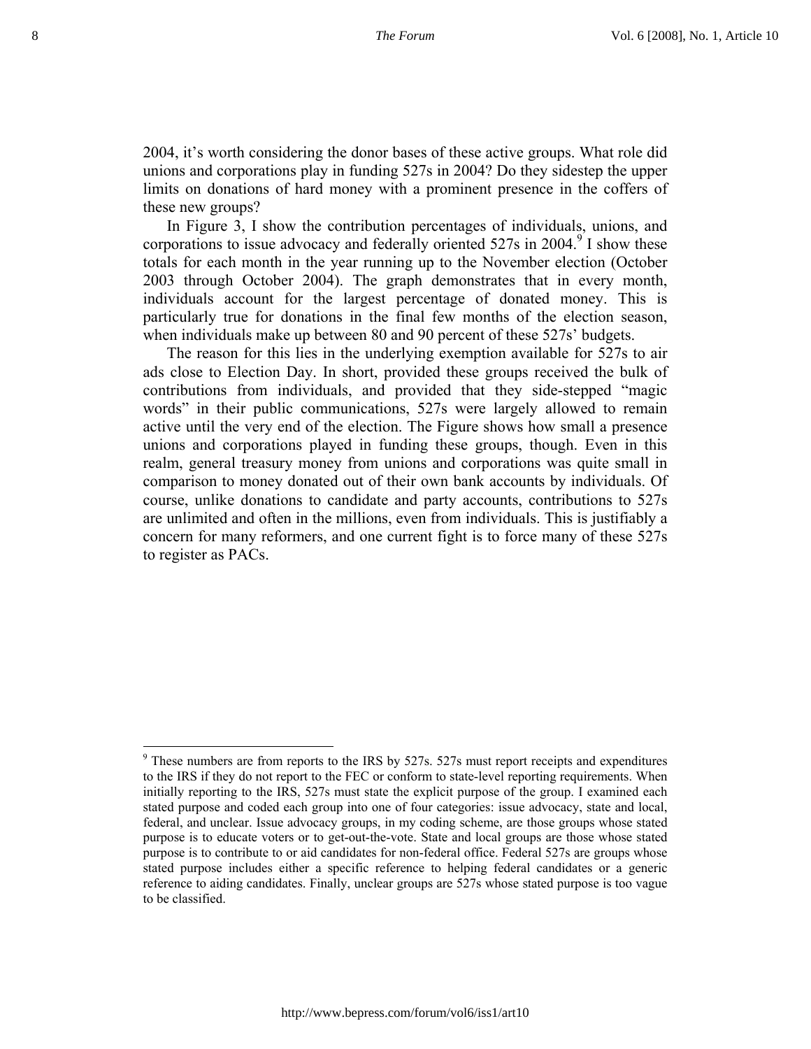2004, it's worth considering the donor bases of these active groups. What role did unions and corporations play in funding 527s in 2004? Do they sidestep the upper limits on donations of hard money with a prominent presence in the coffers of these new groups?

In Figure 3, I show the contribution percentages of individuals, unions, and corporations to issue advocacy and federally oriented 527s in 2004.[9] I show these totals for each month in the year running up to the November election (October 2003 through October 2004). The graph demonstrates that in every month, individuals account for the largest percentage of donated money. This is particularly true for donations in the final few months of the election season, when individuals make up between 80 and 90 percent of these 527s' budgets.

The reason for this lies in the underlying exemption available for 527s to air ads close to Election Day. In short, provided these groups received the bulk of contributions from individuals, and provided that they side-stepped "magic words" in their public communications, 527s were largely allowed to remain active until the very end of the election. The Figure shows how small a presence unions and corporations played in funding these groups, though. Even in this realm, general treasury money from unions and corporations was quite small in comparison to money donated out of their own bank accounts by individuals. Of course, unlike donations to candidate and party accounts, contributions to 527s are unlimited and often in the millions, even from individuals. This is justifiably a concern for many reformers, and one current fight is to force many of these 527s to register as PACs.

---

[9] These numbers are from reports to the IRS by 527s. 527s must report receipts and expenditures to the IRS if they do not report to the FEC or conform to state-level reporting requirements. When initially reporting to the IRS, 527s must state the explicit purpose of the group. I examined each stated purpose and coded each group into one of four categories: issue advocacy, state and local, federal, and unclear. Issue advocacy groups, in my coding scheme, are those groups whose stated purpose is to educate voters or to get-out-the-vote. State and local groups are those whose stated purpose is to contribute to or aid candidates for non-federal office. Federal 527s are groups whose stated purpose includes either a specific reference to helping federal candidates or a generic reference to aiding candidates. Finally, unclear groups are 527s whose stated purpose is too vague to be classified.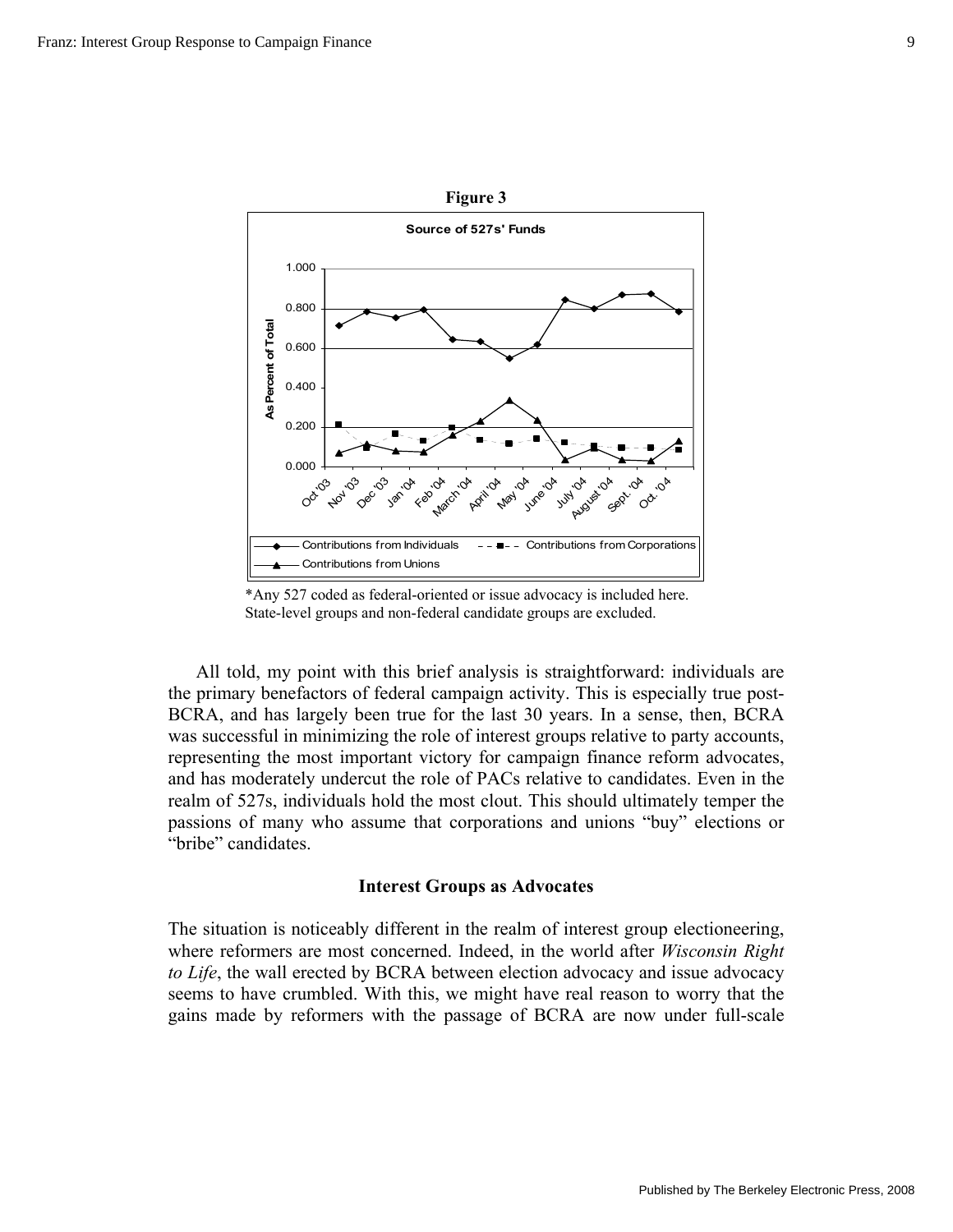**Figure 3**

**Source of 527s' Funds**

*Any 527 coded as federal-oriented or issue advocacy is included here. State-level groups and non-federal candidate groups are excluded.

All told, my point with this brief analysis is straightforward: individuals are the primary benefactors of federal campaign activity. This is especially true post-BCRA, and has largely been true for the last 30 years. In a sense, then, BCRA was successful in minimizing the role of interest groups relative to party accounts, representing the most important victory for campaign finance reform advocates, and has moderately undercut the role of PACs relative to candidates. Even in the realm of 527s, individuals hold the most clout. This should ultimately temper the passions of many who assume that corporations and unions "buy" elections or "bribe" candidates.

## Interest Groups as Advocates

The situation is noticeably different in the realm of interest group electioneering, where reformers are most concerned. Indeed, in the world after *Wisconsin Right to Life*, the wall erected by BCRA between election advocacy and issue advocacy seems to have crumbled. With this, we might have real reason to worry that the gains made by reformers with the passage of BCRA are now under full-scale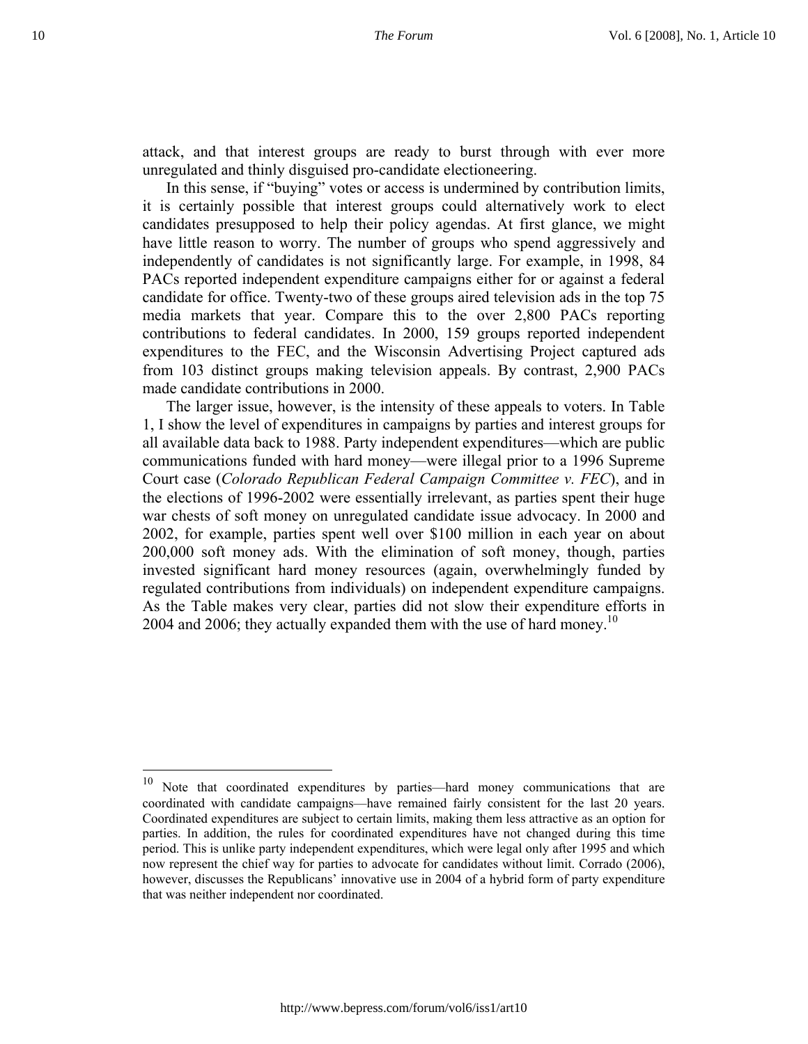attack, and that interest groups are ready to burst through with ever more unregulated and thinly disguised pro-candidate electioneering.

In this sense, if "buying" votes or access is undermined by contribution limits, it is certainly possible that interest groups could alternatively work to elect candidates presupposed to help their policy agendas. At first glance, we might have little reason to worry. The number of groups who spend aggressively and independently of candidates is not significantly large. For example, in 1998, 84 PACs reported independent expenditure campaigns either for or against a federal candidate for office. Twenty-two of these groups aired television ads in the top 75 media markets that year. Compare this to the over 2,800 PACs reporting contributions to federal candidates. In 2000, 159 groups reported independent expenditures to the FEC, and the Wisconsin Advertising Project captured ads from 103 distinct groups making television appeals. By contrast, 2,900 PACs made candidate contributions in 2000.

The larger issue, however, is the intensity of these appeals to voters. In Table 1, I show the level of expenditures in campaigns by parties and interest groups for all available data back to 1988. Party independent expenditures—which are public communications funded with hard money—were illegal prior to a 1996 Supreme Court case (*Colorado Republican Federal Campaign Committee v. FEC*), and in the elections of 1996-2002 were essentially irrelevant, as parties spent their huge war chests of soft money on unregulated candidate issue advocacy. In 2000 and 2002, for example, parties spent well over $100 million in each year on about 200,000 soft money ads. With the elimination of soft money, though, parties invested significant hard money resources (again, overwhelmingly funded by regulated contributions from individuals) on independent expenditure campaigns. As the Table makes very clear, parties did not slow their expenditure efforts in 2004 and 2006; they actually expanded them with the use of hard money.[10]

---

[10] Note that coordinated expenditures by parties—hard money communications that are coordinated with candidate campaigns—have remained fairly consistent for the last 20 years. Coordinated expenditures are subject to certain limits, making them less attractive as an option for parties. In addition, the rules for coordinated expenditures have not changed during this time period. This is unlike party independent expenditures, which were legal only after 1995 and which now represent the chief way for parties to advocate for candidates without limit. Corrado (2006), however, discusses the Republicans' innovative use in 2004 of a hybrid form of party expenditure that was neither independent nor coordinated.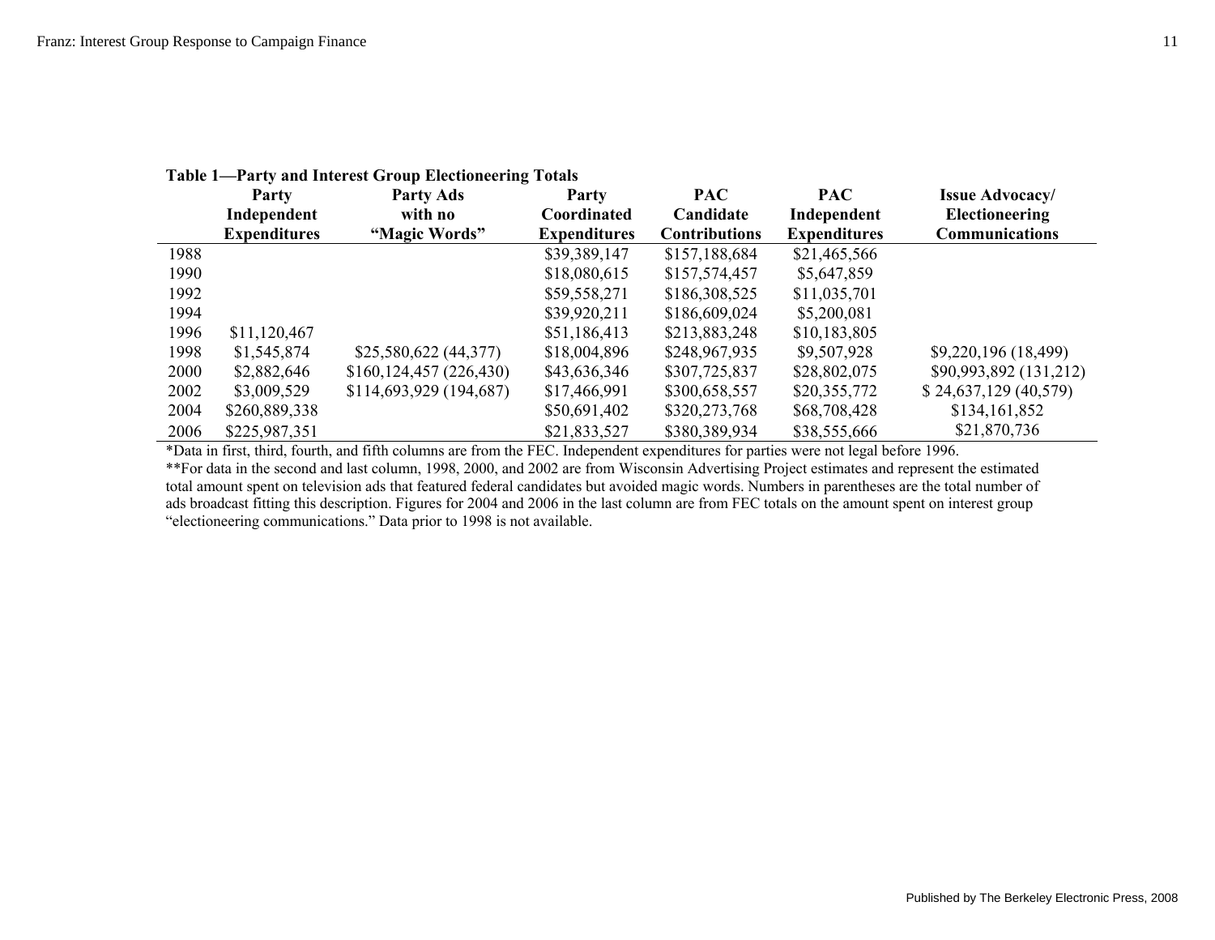**Table 1—Party and Interest Group Electioneering Totals**

| | Party Independent Expenditures | Party Ads with no "Magic Words" | Party Coordinated Expenditures | PAC Candidate Contributions | PAC Independent Expenditures | Issue Advocacy/ Electioneering Communications |
|---|---|---|---|---|---|---|
| 1988 | | | $39,389,147 | $157,188,684 | $21,465,566 | |
| 1990 | | | $18,080,615 | $157,574,457 | $5,647,859 | |
| 1992 | | | $59,558,271 | $186,308,525 | $11,035,701 | |
| 1994 | | | $39,920,211 | $186,609,024 | $5,200,081 | |
| 1996 | $11,120,467 | | $51,186,413 | $213,883,248 | $10,183,805 | |
| 1998 | $1,545,874 | $25,580,622 (44,377) | $18,004,896 | $248,967,935 | $9,507,928 | $9,220,196 (18,499) |
| 2000 | $2,882,646 | $160,124,457 (226,430) | $43,636,346 | $307,725,837 | $28,802,075 | $90,993,892 (131,212) |
| 2002 | $3,009,529 | $114,693,929 (194,687) | $17,466,991 | $300,658,557 | $20,355,772 | $ 24,637,129 (40,579) |
| 2004 | $260,889,338 | | $50,691,402 | $320,273,768 | $68,708,428 | $134,161,852 |
| 2006 | $225,987,351 | | $21,833,527 | $380,389,934 | $38,555,666 | $21,870,736 |

*Data in first, third, fourth, and fifth columns are from the FEC. Independent expenditures for parties were not legal before 1996.

**For data in the second and last column, 1998, 2000, and 2002 are from Wisconsin Advertising Project estimates and represent the estimated total amount spent on television ads that featured federal candidates but avoided magic words. Numbers in parentheses are the total number of ads broadcast fitting this description. Figures for 2004 and 2006 in the last column are from FEC totals on the amount spent on interest group "electioneering communications." Data prior to 1998 is not available.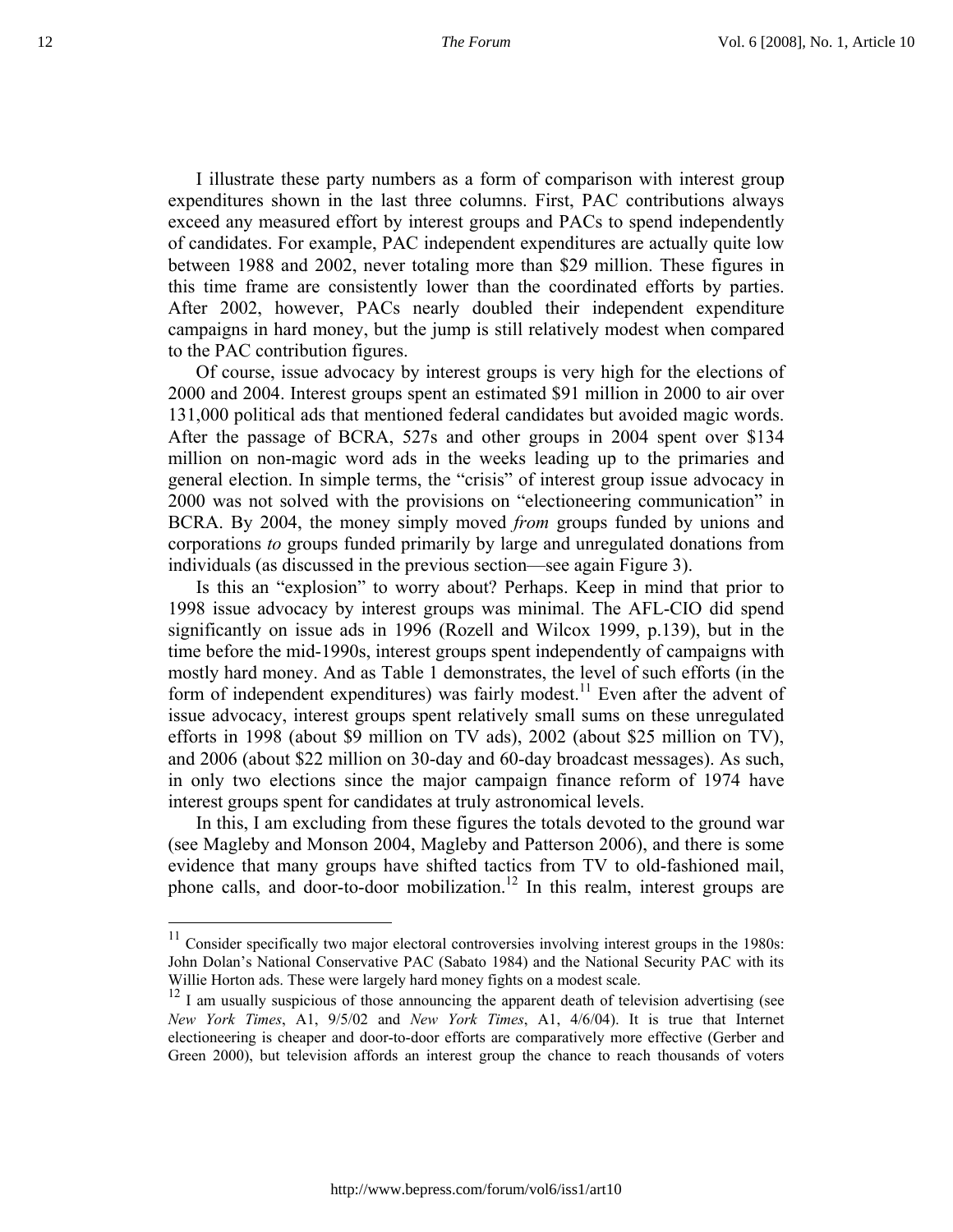I illustrate these party numbers as a form of comparison with interest group expenditures shown in the last three columns. First, PAC contributions always exceed any measured effort by interest groups and PACs to spend independently of candidates. For example, PAC independent expenditures are actually quite low between 1988 and 2002, never totaling more than $29 million. These figures in this time frame are consistently lower than the coordinated efforts by parties. After 2002, however, PACs nearly doubled their independent expenditure campaigns in hard money, but the jump is still relatively modest when compared to the PAC contribution figures.

Of course, issue advocacy by interest groups is very high for the elections of 2000 and 2004. Interest groups spent an estimated $91 million in 2000 to air over 131,000 political ads that mentioned federal candidates but avoided magic words. After the passage of BCRA, 527s and other groups in 2004 spent over $134 million on non-magic word ads in the weeks leading up to the primaries and general election. In simple terms, the "crisis" of interest group issue advocacy in 2000 was not solved with the provisions on "electioneering communication" in BCRA. By 2004, the money simply moved *from* groups funded by unions and corporations *to* groups funded primarily by large and unregulated donations from individuals (as discussed in the previous section—see again Figure 3).

Is this an "explosion" to worry about? Perhaps. Keep in mind that prior to 1998 issue advocacy by interest groups was minimal. The AFL-CIO did spend significantly on issue ads in 1996 (Rozell and Wilcox 1999, p.139), but in the time before the mid-1990s, interest groups spent independently of campaigns with mostly hard money. And as Table 1 demonstrates, the level of such efforts (in the form of independent expenditures) was fairly modest.[11] Even after the advent of issue advocacy, interest groups spent relatively small sums on these unregulated efforts in 1998 (about $9 million on TV ads), 2002 (about $25 million on TV), and 2006 (about $22 million on 30-day and 60-day broadcast messages). As such, in only two elections since the major campaign finance reform of 1974 have interest groups spent for candidates at truly astronomical levels.

In this, I am excluding from these figures the totals devoted to the ground war (see Magleby and Monson 2004, Magleby and Patterson 2006), and there is some evidence that many groups have shifted tactics from TV to old-fashioned mail, phone calls, and door-to-door mobilization.[12] In this realm, interest groups are

---

[11] Consider specifically two major electoral controversies involving interest groups in the 1980s: John Dolan's National Conservative PAC (Sabato 1984) and the National Security PAC with its Willie Horton ads. These were largely hard money fights on a modest scale.

[12] I am usually suspicious of those announcing the apparent death of television advertising (see *New York Times*, A1, 9/5/02 and *New York Times*, A1, 4/6/04). It is true that Internet electioneering is cheaper and door-to-door efforts are comparatively more effective (Gerber and Green 2000), but television affords an interest group the chance to reach thousands of voters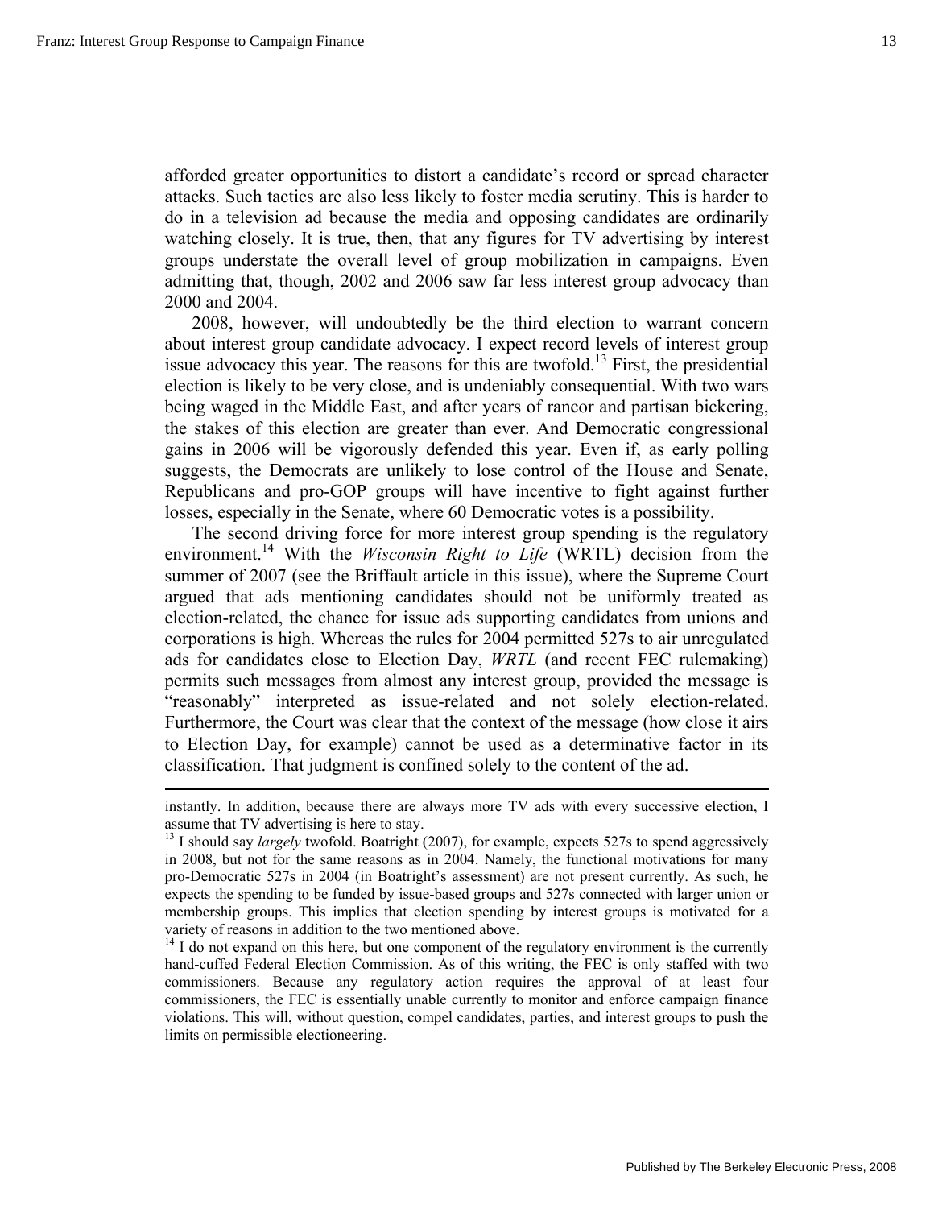afforded greater opportunities to distort a candidate's record or spread character attacks. Such tactics are also less likely to foster media scrutiny. This is harder to do in a television ad because the media and opposing candidates are ordinarily watching closely. It is true, then, that any figures for TV advertising by interest groups understate the overall level of group mobilization in campaigns. Even admitting that, though, 2002 and 2006 saw far less interest group advocacy than 2000 and 2004.

2008, however, will undoubtedly be the third election to warrant concern about interest group candidate advocacy. I expect record levels of interest group issue advocacy this year. The reasons for this are twofold.[13] First, the presidential election is likely to be very close, and is undeniably consequential. With two wars being waged in the Middle East, and after years of rancor and partisan bickering, the stakes of this election are greater than ever. And Democratic congressional gains in 2006 will be vigorously defended this year. Even if, as early polling suggests, the Democrats are unlikely to lose control of the House and Senate, Republicans and pro-GOP groups will have incentive to fight against further losses, especially in the Senate, where 60 Democratic votes is a possibility.

The second driving force for more interest group spending is the regulatory environment.[14] With the *Wisconsin Right to Life* (WRTL) decision from the summer of 2007 (see the Briffault article in this issue), where the Supreme Court argued that ads mentioning candidates should not be uniformly treated as election-related, the chance for issue ads supporting candidates from unions and corporations is high. Whereas the rules for 2004 permitted 527s to air unregulated ads for candidates close to Election Day, *WRTL* (and recent FEC rulemaking) permits such messages from almost any interest group, provided the message is "reasonably" interpreted as issue-related and not solely election-related. Furthermore, the Court was clear that the context of the message (how close it airs to Election Day, for example) cannot be used as a determinative factor in its classification. That judgment is confined solely to the content of the ad.

---

instantly. In addition, because there are always more TV ads with every successive election, I assume that TV advertising is here to stay.

[13] I should say *largely* twofold. Boatright (2007), for example, expects 527s to spend aggressively in 2008, but not for the same reasons as in 2004. Namely, the functional motivations for many pro-Democratic 527s in 2004 (in Boatright's assessment) are not present currently. As such, he expects the spending to be funded by issue-based groups and 527s connected with larger union or membership groups. This implies that election spending by interest groups is motivated for a variety of reasons in addition to the two mentioned above.

[14] I do not expand on this here, but one component of the regulatory environment is the currently hand-cuffed Federal Election Commission. As of this writing, the FEC is only staffed with two commissioners. Because any regulatory action requires the approval of at least four commissioners, the FEC is essentially unable currently to monitor and enforce campaign finance violations. This will, without question, compel candidates, parties, and interest groups to push the limits on permissible electioneering.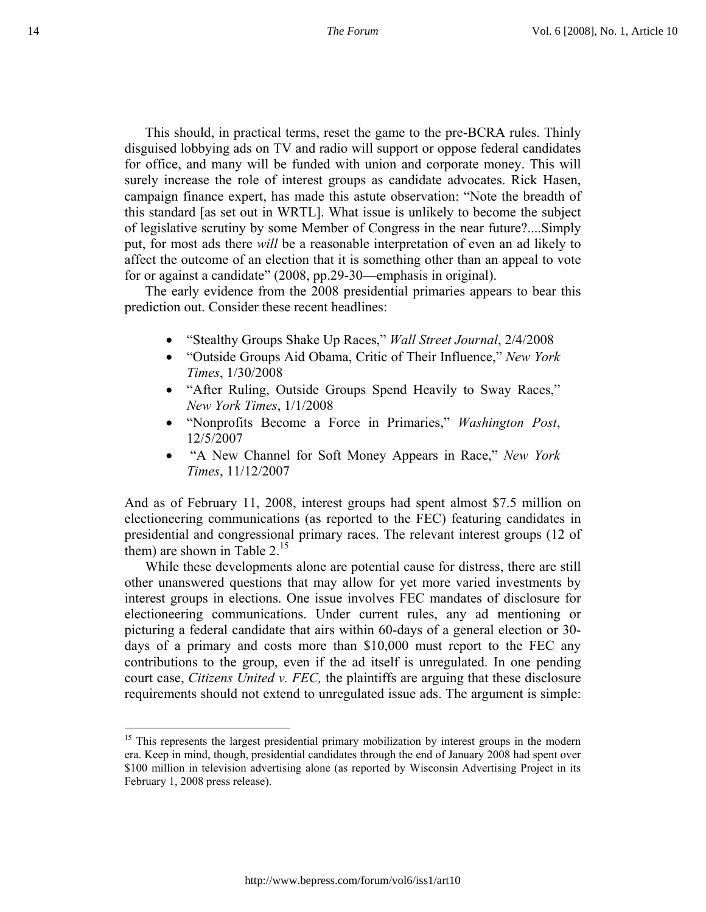This should, in practical terms, reset the game to the pre-BCRA rules. Thinly disguised lobbying ads on TV and radio will support or oppose federal candidates for office, and many will be funded with union and corporate money. This will surely increase the role of interest groups as candidate advocates. Rick Hasen, campaign finance expert, has made this astute observation: "Note the breadth of this standard [as set out in WRTL]. What issue is unlikely to become the subject of legislative scrutiny by some Member of Congress in the near future?....Simply put, for most ads there *will* be a reasonable interpretation of even an ad likely to affect the outcome of an election that it is something other than an appeal to vote for or against a candidate" (2008, pp.29-30—emphasis in original).

The early evidence from the 2008 presidential primaries appears to bear this prediction out. Consider these recent headlines:

- "Stealthy Groups Shake Up Races," *Wall Street Journal*, 2/4/2008
- "Outside Groups Aid Obama, Critic of Their Influence," *New York Times*, 1/30/2008
- "After Ruling, Outside Groups Spend Heavily to Sway Races," *New York Times*, 1/1/2008
- "Nonprofits Become a Force in Primaries," *Washington Post*, 12/5/2007
- "A New Channel for Soft Money Appears in Race," *New York Times*, 11/12/2007

And as of February 11, 2008, interest groups had spent almost $7.5 million on electioneering communications (as reported to the FEC) featuring candidates in presidential and congressional primary races. The relevant interest groups (12 of them) are shown in Table 2.[15]

While these developments alone are potential cause for distress, there are still other unanswered questions that may allow for yet more varied investments by interest groups in elections. One issue involves FEC mandates of disclosure for electioneering communications. Under current rules, any ad mentioning or picturing a federal candidate that airs within 60-days of a general election or 30-days of a primary and costs more than $10,000 must report to the FEC any contributions to the group, even if the ad itself is unregulated. In one pending court case, *Citizens United v. FEC,* the plaintiffs are arguing that these disclosure requirements should not extend to unregulated issue ads. The argument is simple:

[15] This represents the largest presidential primary mobilization by interest groups in the modern era. Keep in mind, though, presidential candidates through the end of January 2008 had spent over $100 million in television advertising alone (as reported by Wisconsin Advertising Project in its February 1, 2008 press release).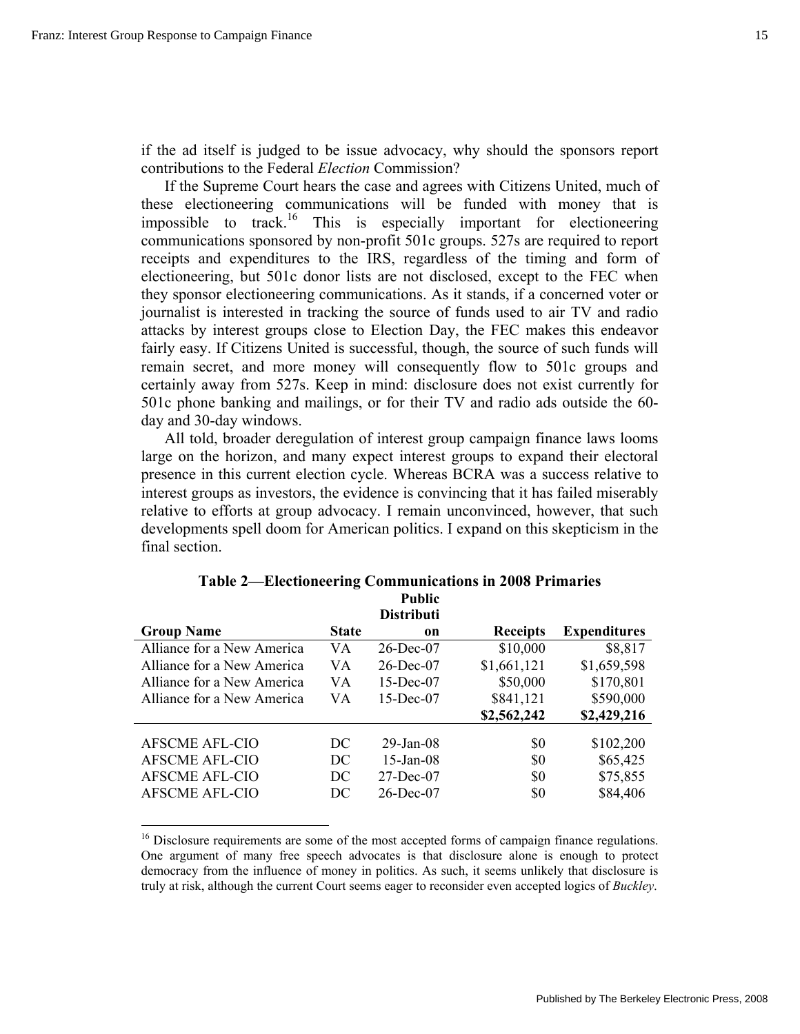if the ad itself is judged to be issue advocacy, why should the sponsors report contributions to the Federal *Election* Commission?

If the Supreme Court hears the case and agrees with Citizens United, much of these electioneering communications will be funded with money that is impossible to track.[16] This is especially important for electioneering communications sponsored by non-profit 501c groups. 527s are required to report receipts and expenditures to the IRS, regardless of the timing and form of electioneering, but 501c donor lists are not disclosed, except to the FEC when they sponsor electioneering communications. As it stands, if a concerned voter or journalist is interested in tracking the source of funds used to air TV and radio attacks by interest groups close to Election Day, the FEC makes this endeavor fairly easy. If Citizens United is successful, though, the source of such funds will remain secret, and more money will consequently flow to 501c groups and certainly away from 527s. Keep in mind: disclosure does not exist currently for 501c phone banking and mailings, or for their TV and radio ads outside the 60-day and 30-day windows.

All told, broader deregulation of interest group campaign finance laws looms large on the horizon, and many expect interest groups to expand their electoral presence in this current election cycle. Whereas BCRA was a success relative to interest groups as investors, the evidence is convincing that it has failed miserably relative to efforts at group advocacy. I remain unconvinced, however, that such developments spell doom for American politics. I expand on this skepticism in the final section.

**Table 2—Electioneering Communications in 2008 Primaries**

| Group Name | State | Public Distribution | Receipts | Expenditures |
|---|---|---|---|---|
| Alliance for a New America | VA | 26-Dec-07 | $10,000 | $8,817 |
| Alliance for a New America | VA | 26-Dec-07 | $1,661,121 | $1,659,598 |
| Alliance for a New America | VA | 15-Dec-07 | $50,000 | $170,801 |
| Alliance for a New America | VA | 15-Dec-07 | $841,121 | $590,000 |
| | | | **$2,562,242** | **$2,429,216** |
| AFSCME AFL-CIO | DC | 29-Jan-08 | $0 | $102,200 |
| AFSCME AFL-CIO | DC | 15-Jan-08 | $0 | $65,425 |
| AFSCME AFL-CIO | DC | 27-Dec-07 | $0 | $75,855 |
| AFSCME AFL-CIO | DC | 26-Dec-07 | $0 | $84,406 |

[16] Disclosure requirements are some of the most accepted forms of campaign finance regulations. One argument of many free speech advocates is that disclosure alone is enough to protect democracy from the influence of money in politics. As such, it seems unlikely that disclosure is truly at risk, although the current Court seems eager to reconsider even accepted logics of *Buckley*.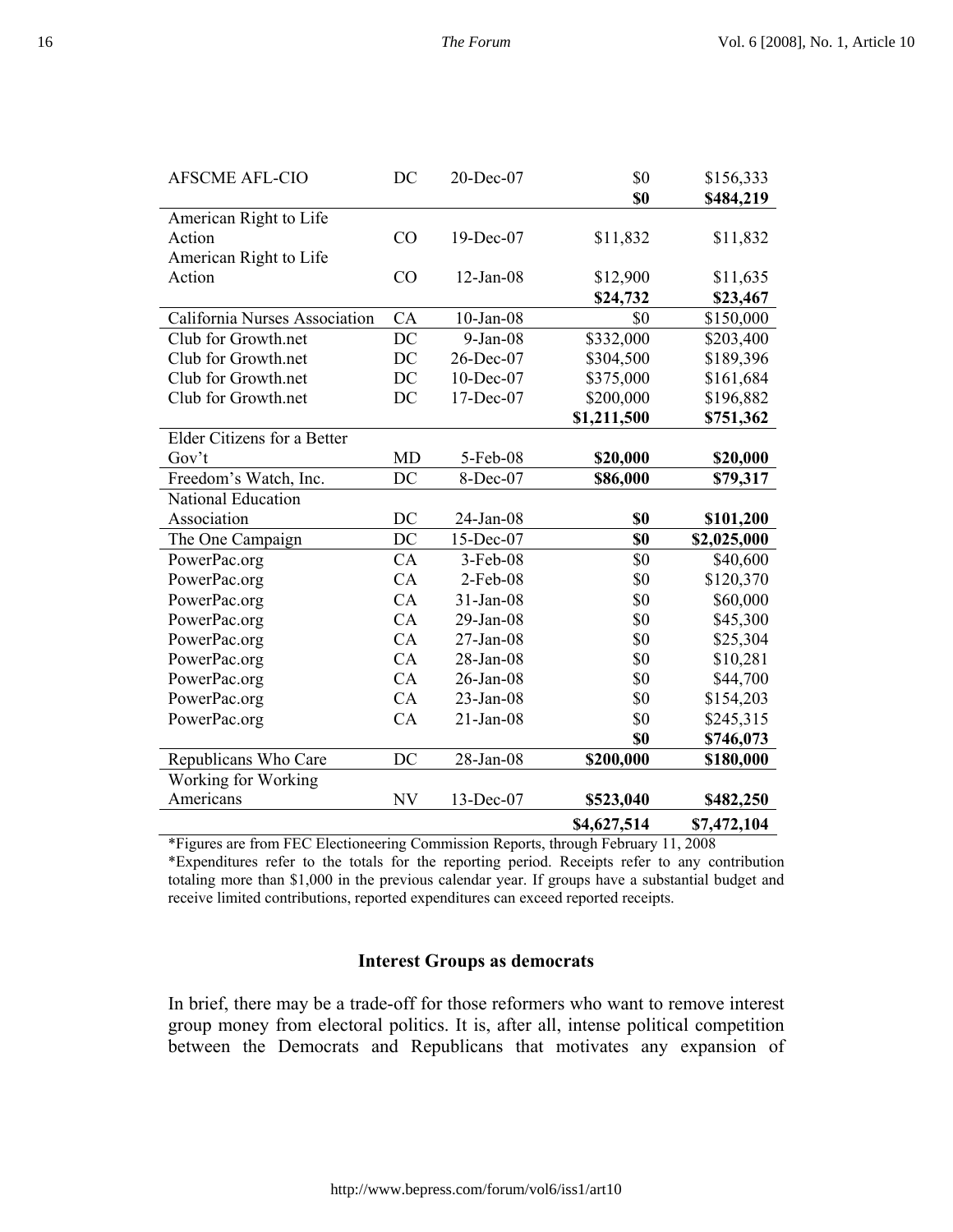| | | | | |
|---|---|---|---|---|
| AFSCME AFL-CIO | DC | 20-Dec-07 | $0 | $156,333 |
| | | | **$0** | **$484,219** |
| American Right to Life Action | CO | 19-Dec-07 | $11,832 | $11,832 |
| American Right to Life Action | CO | 12-Jan-08 | $12,900 | $11,635 |
| | | | **$24,732** | **$23,467** |
| California Nurses Association | CA | 10-Jan-08 | $0 | $150,000 |
| Club for Growth.net | DC | 9-Jan-08 | $332,000 | $203,400 |
| Club for Growth.net | DC | 26-Dec-07 | $304,500 | $189,396 |
| Club for Growth.net | DC | 10-Dec-07 | $375,000 | $161,684 |
| Club for Growth.net | DC | 17-Dec-07 | $200,000 | $196,882 |
| | | | **$1,211,500** | **$751,362** |
| Elder Citizens for a Better Gov't | MD | 5-Feb-08 | **$20,000** | **$20,000** |
| Freedom's Watch, Inc. | DC | 8-Dec-07 | **$86,000** | **$79,317** |
| National Education Association | DC | 24-Jan-08 | **$0** | **$101,200** |
| The One Campaign | DC | 15-Dec-07 | **$0** | **$2,025,000** |
| PowerPac.org | CA | 3-Feb-08 | $0 | $40,600 |
| PowerPac.org | CA | 2-Feb-08 | $0 | $120,370 |
| PowerPac.org | CA | 31-Jan-08 | $0 | $60,000 |
| PowerPac.org | CA | 29-Jan-08 | $0 | $45,300 |
| PowerPac.org | CA | 27-Jan-08 | $0 | $25,304 |
| PowerPac.org | CA | 28-Jan-08 | $0 | $10,281 |
| PowerPac.org | CA | 26-Jan-08 | $0 | $44,700 |
| PowerPac.org | CA | 23-Jan-08 | $0 | $154,203 |
| PowerPac.org | CA | 21-Jan-08 | $0 | $245,315 |
| | | | **$0** | **$746,073** |
| Republicans Who Care | DC | 28-Jan-08 | **$200,000** | **$180,000** |
| Working for Working Americans | NV | 13-Dec-07 | **$523,040** | **$482,250** |
| | | | **$4,627,514** | **$7,472,104** |

*Figures are from FEC Electioneering Commission Reports, through February 11, 2008

*Expenditures refer to the totals for the reporting period. Receipts refer to any contribution totaling more than $1,000 in the previous calendar year. If groups have a substantial budget and receive limited contributions, reported expenditures can exceed reported receipts.

## Interest Groups as democrats

In brief, there may be a trade-off for those reformers who want to remove interest group money from electoral politics. It is, after all, intense political competition between the Democrats and Republicans that motivates any expansion of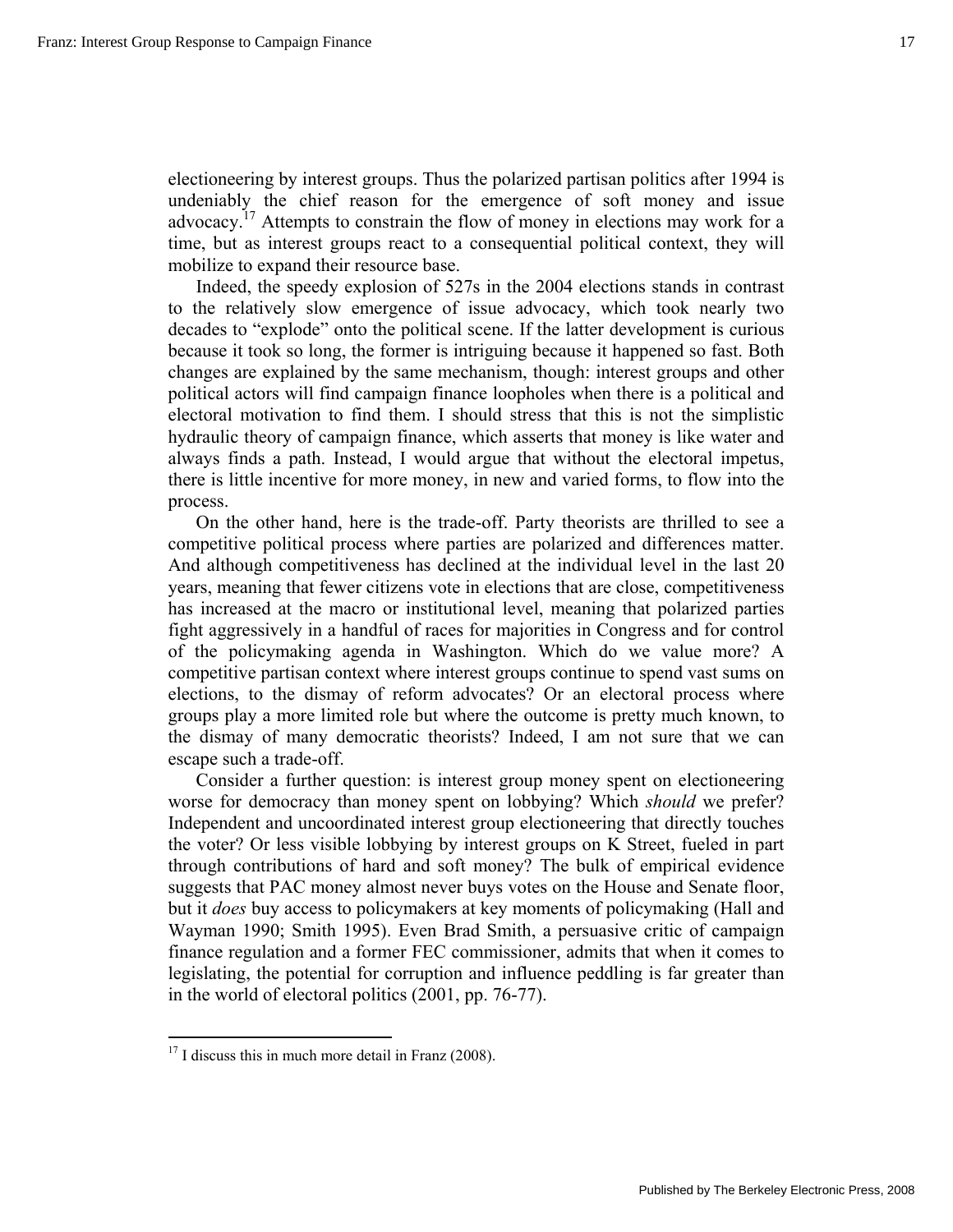electioneering by interest groups. Thus the polarized partisan politics after 1994 is undeniably the chief reason for the emergence of soft money and issue advocacy.[17] Attempts to constrain the flow of money in elections may work for a time, but as interest groups react to a consequential political context, they will mobilize to expand their resource base.

Indeed, the speedy explosion of 527s in the 2004 elections stands in contrast to the relatively slow emergence of issue advocacy, which took nearly two decades to "explode" onto the political scene. If the latter development is curious because it took so long, the former is intriguing because it happened so fast. Both changes are explained by the same mechanism, though: interest groups and other political actors will find campaign finance loopholes when there is a political and electoral motivation to find them. I should stress that this is not the simplistic hydraulic theory of campaign finance, which asserts that money is like water and always finds a path. Instead, I would argue that without the electoral impetus, there is little incentive for more money, in new and varied forms, to flow into the process.

On the other hand, here is the trade-off. Party theorists are thrilled to see a competitive political process where parties are polarized and differences matter. And although competitiveness has declined at the individual level in the last 20 years, meaning that fewer citizens vote in elections that are close, competitiveness has increased at the macro or institutional level, meaning that polarized parties fight aggressively in a handful of races for majorities in Congress and for control of the policymaking agenda in Washington. Which do we value more? A competitive partisan context where interest groups continue to spend vast sums on elections, to the dismay of reform advocates? Or an electoral process where groups play a more limited role but where the outcome is pretty much known, to the dismay of many democratic theorists? Indeed, I am not sure that we can escape such a trade-off.

Consider a further question: is interest group money spent on electioneering worse for democracy than money spent on lobbying? Which *should* we prefer? Independent and uncoordinated interest group electioneering that directly touches the voter? Or less visible lobbying by interest groups on K Street, fueled in part through contributions of hard and soft money? The bulk of empirical evidence suggests that PAC money almost never buys votes on the House and Senate floor, but it *does* buy access to policymakers at key moments of policymaking (Hall and Wayman 1990; Smith 1995). Even Brad Smith, a persuasive critic of campaign finance regulation and a former FEC commissioner, admits that when it comes to legislating, the potential for corruption and influence peddling is far greater than in the world of electoral politics (2001, pp. 76-77).

---

[17] I discuss this in much more detail in Franz (2008).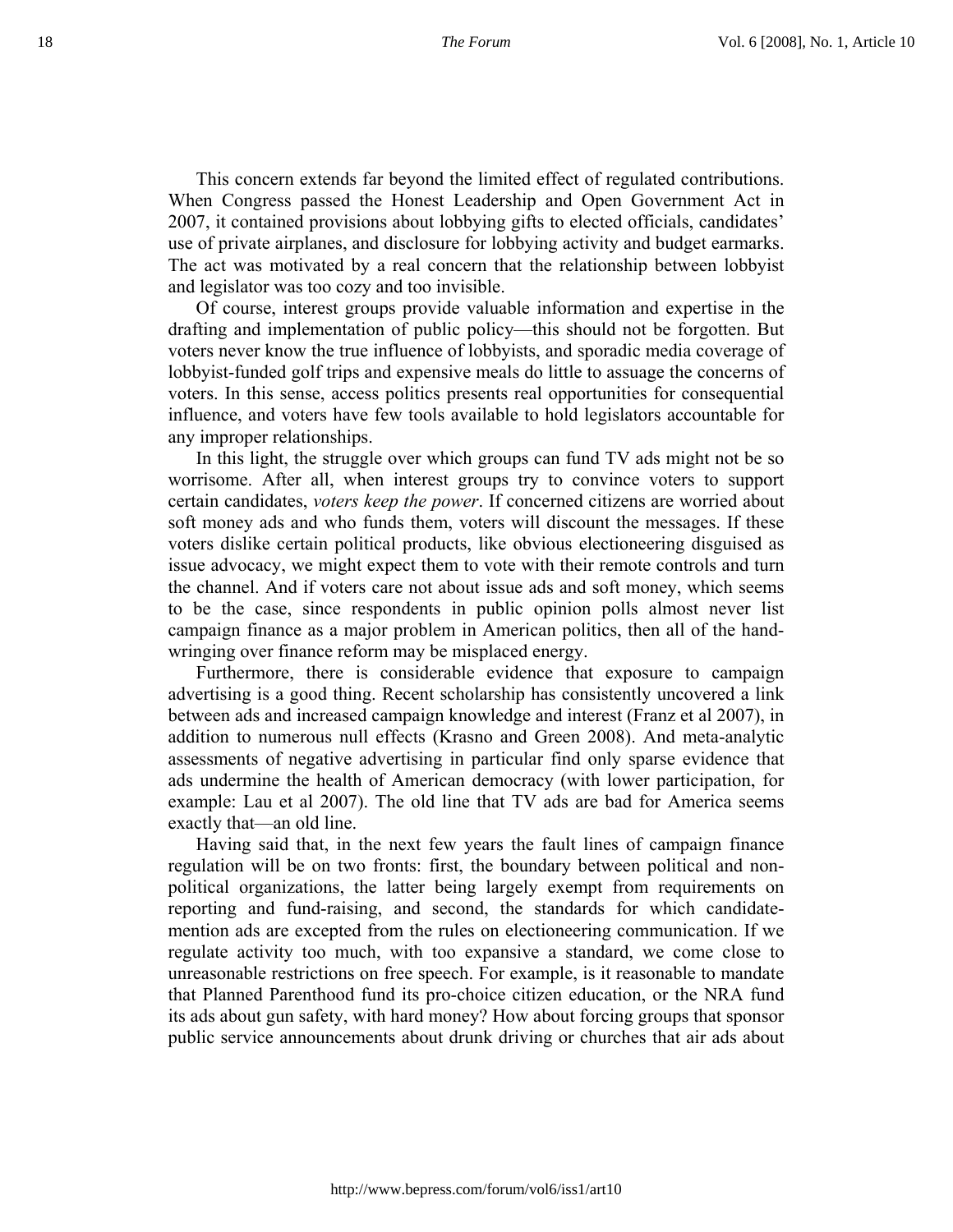This concern extends far beyond the limited effect of regulated contributions. When Congress passed the Honest Leadership and Open Government Act in 2007, it contained provisions about lobbying gifts to elected officials, candidates' use of private airplanes, and disclosure for lobbying activity and budget earmarks. The act was motivated by a real concern that the relationship between lobbyist and legislator was too cozy and too invisible.

Of course, interest groups provide valuable information and expertise in the drafting and implementation of public policy—this should not be forgotten. But voters never know the true influence of lobbyists, and sporadic media coverage of lobbyist-funded golf trips and expensive meals do little to assuage the concerns of voters. In this sense, access politics presents real opportunities for consequential influence, and voters have few tools available to hold legislators accountable for any improper relationships.

In this light, the struggle over which groups can fund TV ads might not be so worrisome. After all, when interest groups try to convince voters to support certain candidates, *voters keep the power*. If concerned citizens are worried about soft money ads and who funds them, voters will discount the messages. If these voters dislike certain political products, like obvious electioneering disguised as issue advocacy, we might expect them to vote with their remote controls and turn the channel. And if voters care not about issue ads and soft money, which seems to be the case, since respondents in public opinion polls almost never list campaign finance as a major problem in American politics, then all of the hand-wringing over finance reform may be misplaced energy.

Furthermore, there is considerable evidence that exposure to campaign advertising is a good thing. Recent scholarship has consistently uncovered a link between ads and increased campaign knowledge and interest (Franz et al 2007), in addition to numerous null effects (Krasno and Green 2008). And meta-analytic assessments of negative advertising in particular find only sparse evidence that ads undermine the health of American democracy (with lower participation, for example: Lau et al 2007). The old line that TV ads are bad for America seems exactly that—an old line.

Having said that, in the next few years the fault lines of campaign finance regulation will be on two fronts: first, the boundary between political and non-political organizations, the latter being largely exempt from requirements on reporting and fund-raising, and second, the standards for which candidate-mention ads are excepted from the rules on electioneering communication. If we regulate activity too much, with too expansive a standard, we come close to unreasonable restrictions on free speech. For example, is it reasonable to mandate that Planned Parenthood fund its pro-choice citizen education, or the NRA fund its ads about gun safety, with hard money? How about forcing groups that sponsor public service announcements about drunk driving or churches that air ads about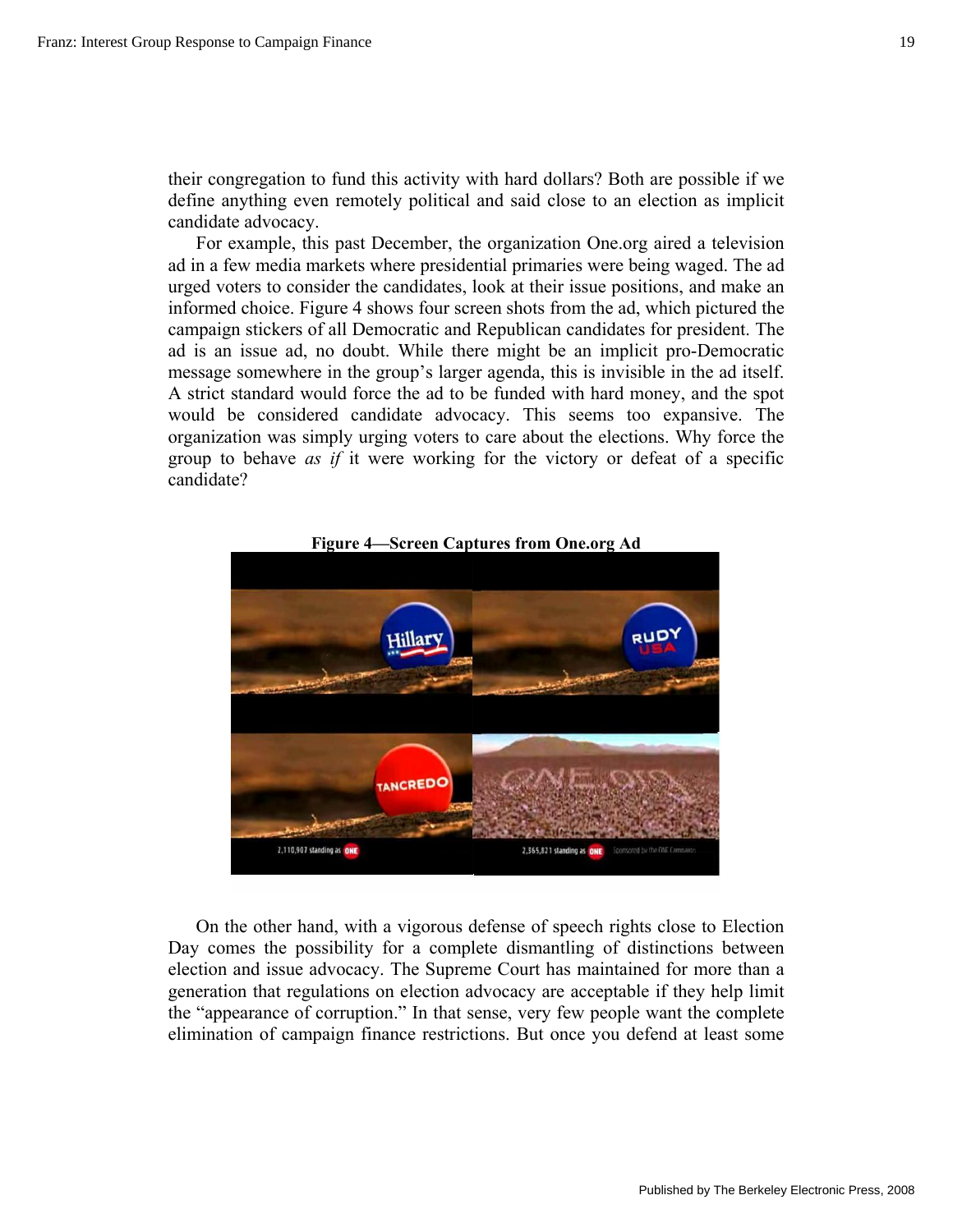their congregation to fund this activity with hard dollars? Both are possible if we define anything even remotely political and said close to an election as implicit candidate advocacy.

For example, this past December, the organization One.org aired a television ad in a few media markets where presidential primaries were being waged. The ad urged voters to consider the candidates, look at their issue positions, and make an informed choice. Figure 4 shows four screen shots from the ad, which pictured the campaign stickers of all Democratic and Republican candidates for president. The ad is an issue ad, no doubt. While there might be an implicit pro-Democratic message somewhere in the group's larger agenda, this is invisible in the ad itself. A strict standard would force the ad to be funded with hard money, and the spot would be considered candidate advocacy. This seems too expansive. The organization was simply urging voters to care about the elections. Why force the group to behave *as if* it were working for the victory or defeat of a specific candidate?

**Figure 4—Screen Captures from One.org Ad**

On the other hand, with a vigorous defense of speech rights close to Election Day comes the possibility for a complete dismantling of distinctions between election and issue advocacy. The Supreme Court has maintained for more than a generation that regulations on election advocacy are acceptable if they help limit the "appearance of corruption." In that sense, very few people want the complete elimination of campaign finance restrictions. But once you defend at least some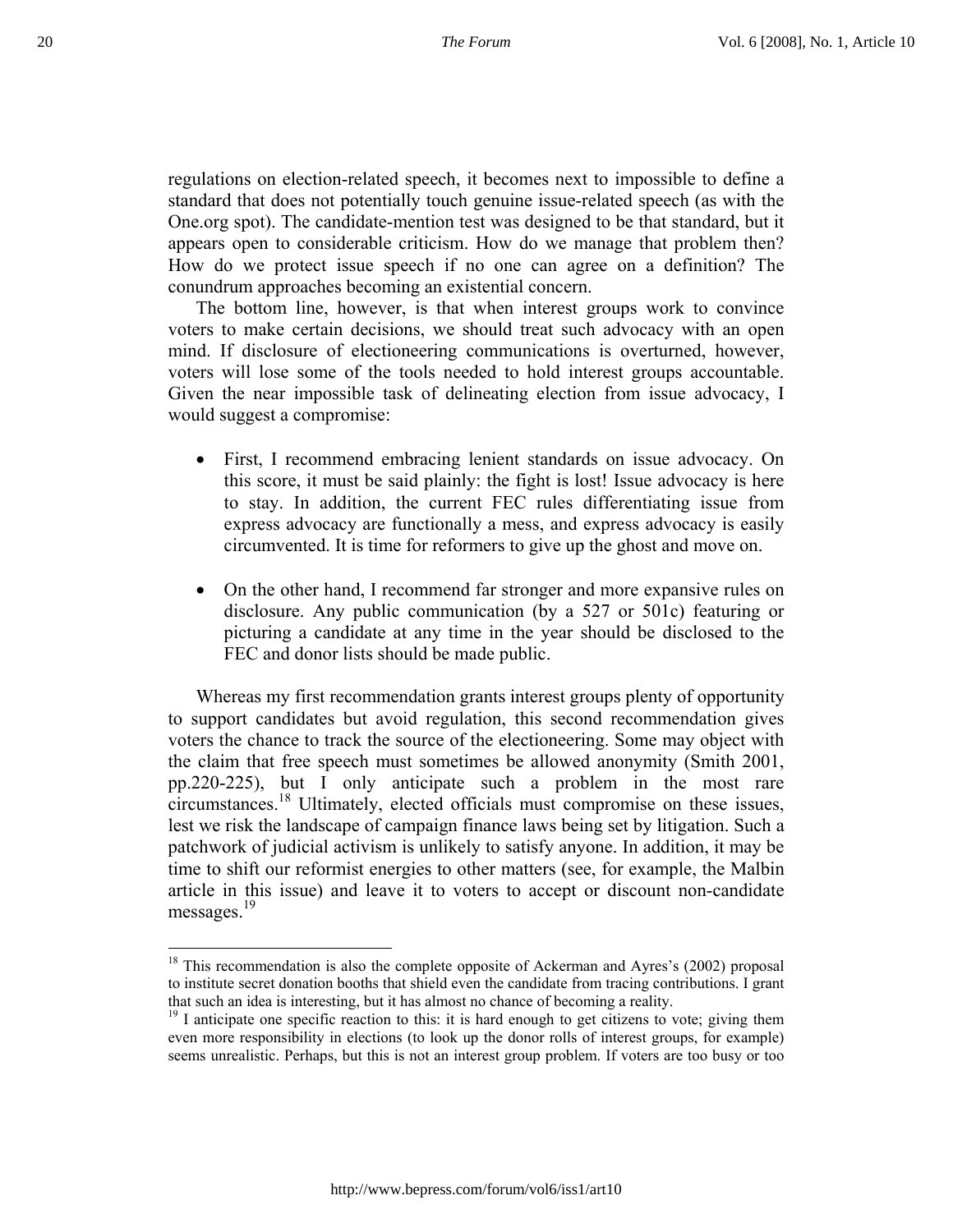regulations on election-related speech, it becomes next to impossible to define a standard that does not potentially touch genuine issue-related speech (as with the One.org spot). The candidate-mention test was designed to be that standard, but it appears open to considerable criticism. How do we manage that problem then? How do we protect issue speech if no one can agree on a definition? The conundrum approaches becoming an existential concern.

The bottom line, however, is that when interest groups work to convince voters to make certain decisions, we should treat such advocacy with an open mind. If disclosure of electioneering communications is overturned, however, voters will lose some of the tools needed to hold interest groups accountable. Given the near impossible task of delineating election from issue advocacy, I would suggest a compromise:

- First, I recommend embracing lenient standards on issue advocacy. On this score, it must be said plainly: the fight is lost! Issue advocacy is here to stay. In addition, the current FEC rules differentiating issue from express advocacy are functionally a mess, and express advocacy is easily circumvented. It is time for reformers to give up the ghost and move on.

- On the other hand, I recommend far stronger and more expansive rules on disclosure. Any public communication (by a 527 or 501c) featuring or picturing a candidate at any time in the year should be disclosed to the FEC and donor lists should be made public.

Whereas my first recommendation grants interest groups plenty of opportunity to support candidates but avoid regulation, this second recommendation gives voters the chance to track the source of the electioneering. Some may object with the claim that free speech must sometimes be allowed anonymity (Smith 2001, pp.220-225), but I only anticipate such a problem in the most rare circumstances.[18] Ultimately, elected officials must compromise on these issues, lest we risk the landscape of campaign finance laws being set by litigation. Such a patchwork of judicial activism is unlikely to satisfy anyone. In addition, it may be time to shift our reformist energies to other matters (see, for example, the Malbin article in this issue) and leave it to voters to accept or discount non-candidate messages.[19]

---

[18] This recommendation is also the complete opposite of Ackerman and Ayres's (2002) proposal to institute secret donation booths that shield even the candidate from tracing contributions. I grant that such an idea is interesting, but it has almost no chance of becoming a reality.

[19] I anticipate one specific reaction to this: it is hard enough to get citizens to vote; giving them even more responsibility in elections (to look up the donor rolls of interest groups, for example) seems unrealistic. Perhaps, but this is not an interest group problem. If voters are too busy or too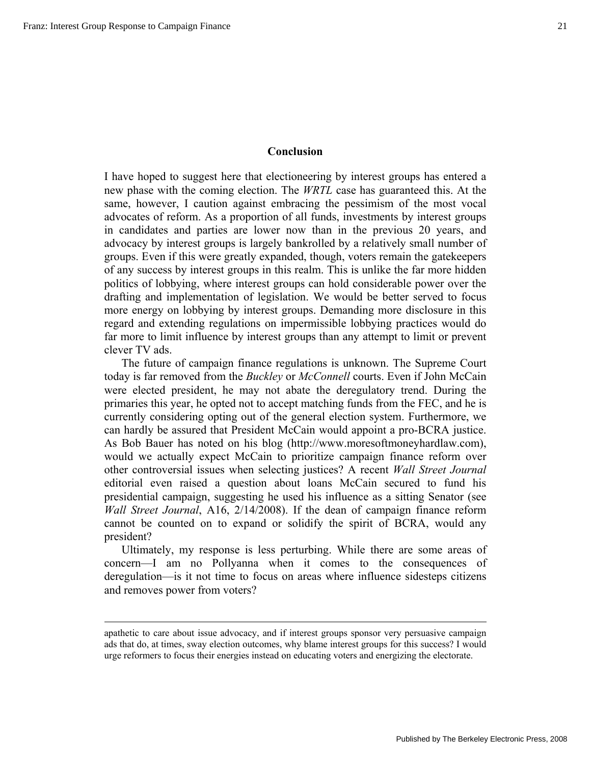## Conclusion

I have hoped to suggest here that electioneering by interest groups has entered a new phase with the coming election. The *WRTL* case has guaranteed this. At the same, however, I caution against embracing the pessimism of the most vocal advocates of reform. As a proportion of all funds, investments by interest groups in candidates and parties are lower now than in the previous 20 years, and advocacy by interest groups is largely bankrolled by a relatively small number of groups. Even if this were greatly expanded, though, voters remain the gatekeepers of any success by interest groups in this realm. This is unlike the far more hidden politics of lobbying, where interest groups can hold considerable power over the drafting and implementation of legislation. We would be better served to focus more energy on lobbying by interest groups. Demanding more disclosure in this regard and extending regulations on impermissible lobbying practices would do far more to limit influence by interest groups than any attempt to limit or prevent clever TV ads.

The future of campaign finance regulations is unknown. The Supreme Court today is far removed from the *Buckley* or *McConnell* courts. Even if John McCain were elected president, he may not abate the deregulatory trend. During the primaries this year, he opted not to accept matching funds from the FEC, and he is currently considering opting out of the general election system. Furthermore, we can hardly be assured that President McCain would appoint a pro-BCRA justice. As Bob Bauer has noted on his blog (http://www.moresoftmoneyhardlaw.com), would we actually expect McCain to prioritize campaign finance reform over other controversial issues when selecting justices? A recent *Wall Street Journal* editorial even raised a question about loans McCain secured to fund his presidential campaign, suggesting he used his influence as a sitting Senator (see *Wall Street Journal*, A16, 2/14/2008). If the dean of campaign finance reform cannot be counted on to expand or solidify the spirit of BCRA, would any president?

Ultimately, my response is less perturbing. While there are some areas of concern—I am no Pollyanna when it comes to the consequences of deregulation—is it not time to focus on areas where influence sidesteps citizens and removes power from voters?

---

apathetic to care about issue advocacy, and if interest groups sponsor very persuasive campaign ads that do, at times, sway election outcomes, why blame interest groups for this success? I would urge reformers to focus their energies instead on educating voters and energizing the electorate.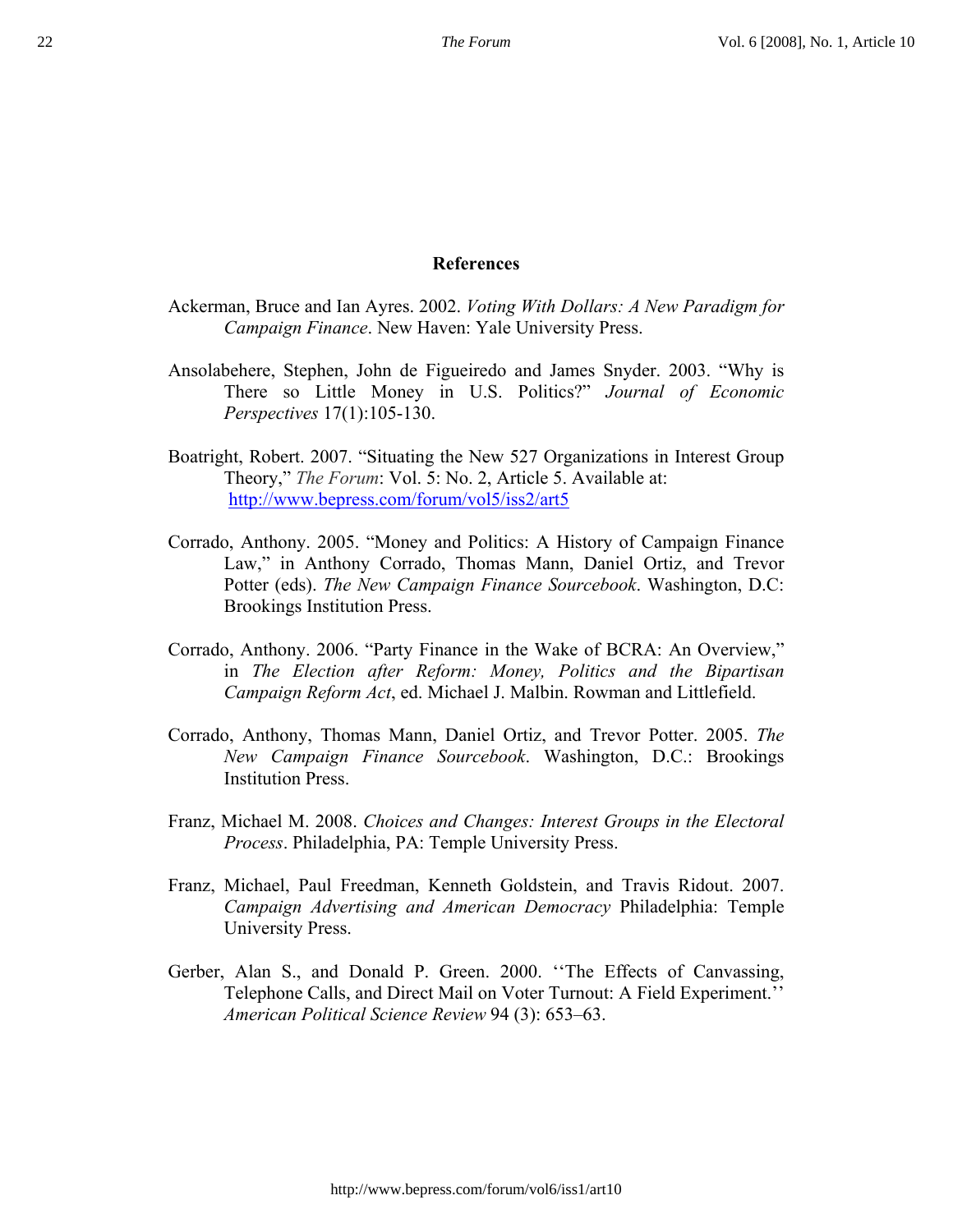## References

Ackerman, Bruce and Ian Ayres. 2002. *Voting With Dollars: A New Paradigm for Campaign Finance*. New Haven: Yale University Press.

Ansolabehere, Stephen, John de Figueiredo and James Snyder. 2003. "Why is There so Little Money in U.S. Politics?" *Journal of Economic Perspectives* 17(1):105-130.

Boatright, Robert. 2007. "Situating the New 527 Organizations in Interest Group Theory," *The Forum*: Vol. 5: No. 2, Article 5. Available at: http://www.bepress.com/forum/vol5/iss2/art5

Corrado, Anthony. 2005. "Money and Politics: A History of Campaign Finance Law," in Anthony Corrado, Thomas Mann, Daniel Ortiz, and Trevor Potter (eds). *The New Campaign Finance Sourcebook*. Washington, D.C: Brookings Institution Press.

Corrado, Anthony. 2006. "Party Finance in the Wake of BCRA: An Overview," in *The Election after Reform: Money, Politics and the Bipartisan Campaign Reform Act*, ed. Michael J. Malbin. Rowman and Littlefield.

Corrado, Anthony, Thomas Mann, Daniel Ortiz, and Trevor Potter. 2005. *The New Campaign Finance Sourcebook*. Washington, D.C.: Brookings Institution Press.

Franz, Michael M. 2008. *Choices and Changes: Interest Groups in the Electoral Process*. Philadelphia, PA: Temple University Press.

Franz, Michael, Paul Freedman, Kenneth Goldstein, and Travis Ridout. 2007. *Campaign Advertising and American Democracy* Philadelphia: Temple University Press.

Gerber, Alan S., and Donald P. Green. 2000. ''The Effects of Canvassing, Telephone Calls, and Direct Mail on Voter Turnout: A Field Experiment.'' *American Political Science Review* 94 (3): 653–63.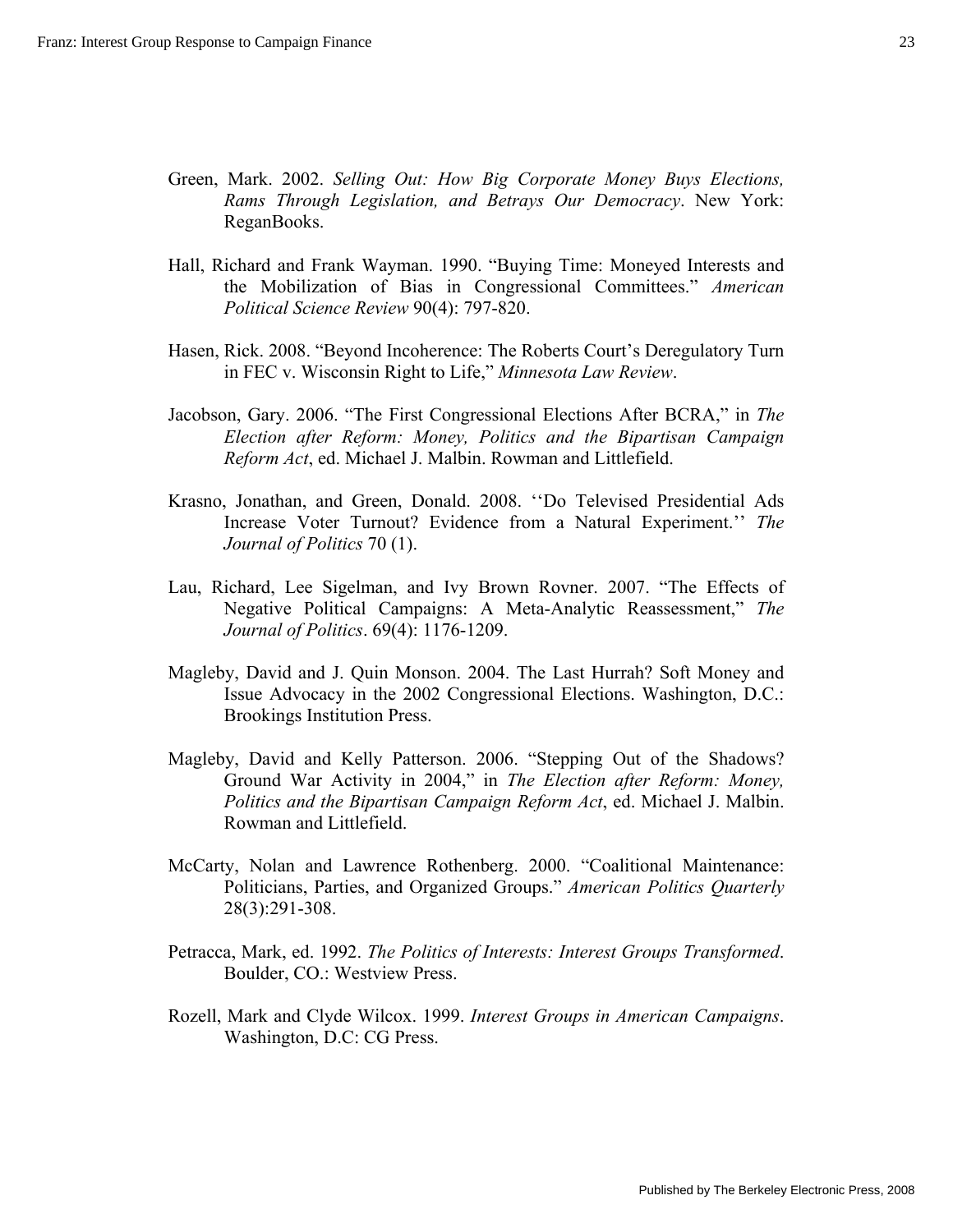Green, Mark. 2002. *Selling Out: How Big Corporate Money Buys Elections, Rams Through Legislation, and Betrays Our Democracy*. New York: ReganBooks.

Hall, Richard and Frank Wayman. 1990. "Buying Time: Moneyed Interests and the Mobilization of Bias in Congressional Committees." *American Political Science Review* 90(4): 797-820.

Hasen, Rick. 2008. "Beyond Incoherence: The Roberts Court's Deregulatory Turn in FEC v. Wisconsin Right to Life," *Minnesota Law Review*.

Jacobson, Gary. 2006. "The First Congressional Elections After BCRA," in *The Election after Reform: Money, Politics and the Bipartisan Campaign Reform Act*, ed. Michael J. Malbin. Rowman and Littlefield.

Krasno, Jonathan, and Green, Donald. 2008. ''Do Televised Presidential Ads Increase Voter Turnout? Evidence from a Natural Experiment.'' *The Journal of Politics* 70 (1).

Lau, Richard, Lee Sigelman, and Ivy Brown Rovner. 2007. "The Effects of Negative Political Campaigns: A Meta-Analytic Reassessment," *The Journal of Politics*. 69(4): 1176-1209.

Magleby, David and J. Quin Monson. 2004. The Last Hurrah? Soft Money and Issue Advocacy in the 2002 Congressional Elections. Washington, D.C.: Brookings Institution Press.

Magleby, David and Kelly Patterson. 2006. "Stepping Out of the Shadows? Ground War Activity in 2004," in *The Election after Reform: Money, Politics and the Bipartisan Campaign Reform Act*, ed. Michael J. Malbin. Rowman and Littlefield.

McCarty, Nolan and Lawrence Rothenberg. 2000. "Coalitional Maintenance: Politicians, Parties, and Organized Groups." *American Politics Quarterly* 28(3):291-308.

Petracca, Mark, ed. 1992. *The Politics of Interests: Interest Groups Transformed*. Boulder, CO.: Westview Press.

Rozell, Mark and Clyde Wilcox. 1999. *Interest Groups in American Campaigns*. Washington, D.C: CG Press.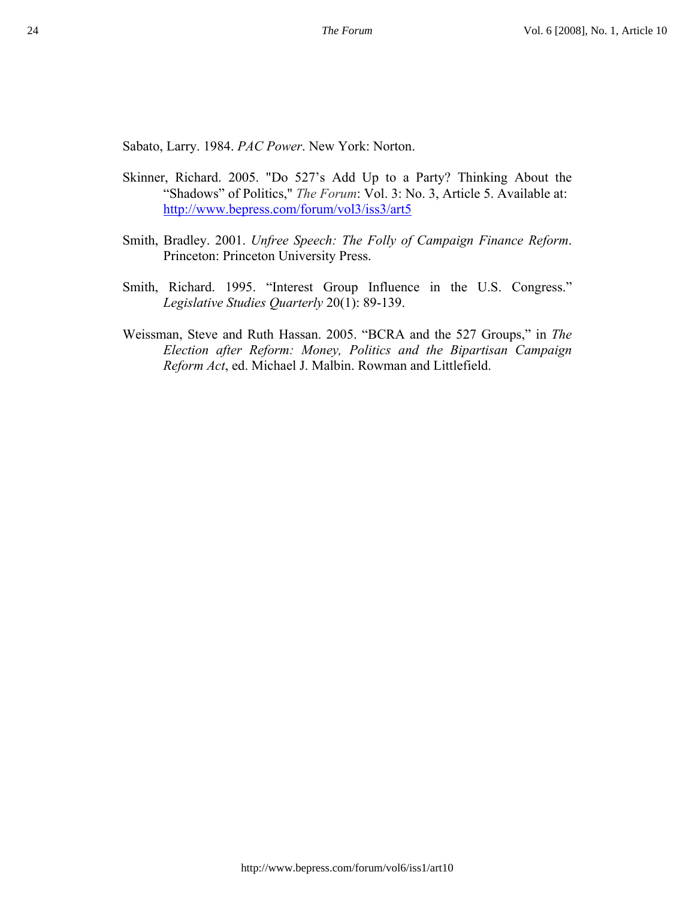Sabato, Larry. 1984. *PAC Power*. New York: Norton.

Skinner, Richard. 2005. "Do 527's Add Up to a Party? Thinking About the "Shadows" of Politics," *The Forum*: Vol. 3: No. 3, Article 5. Available at: http://www.bepress.com/forum/vol3/iss3/art5

Smith, Bradley. 2001. *Unfree Speech: The Folly of Campaign Finance Reform*. Princeton: Princeton University Press.

Smith, Richard. 1995. "Interest Group Influence in the U.S. Congress." *Legislative Studies Quarterly* 20(1): 89-139.

Weissman, Steve and Ruth Hassan. 2005. "BCRA and the 527 Groups," in *The Election after Reform: Money, Politics and the Bipartisan Campaign Reform Act*, ed. Michael J. Malbin. Rowman and Littlefield.